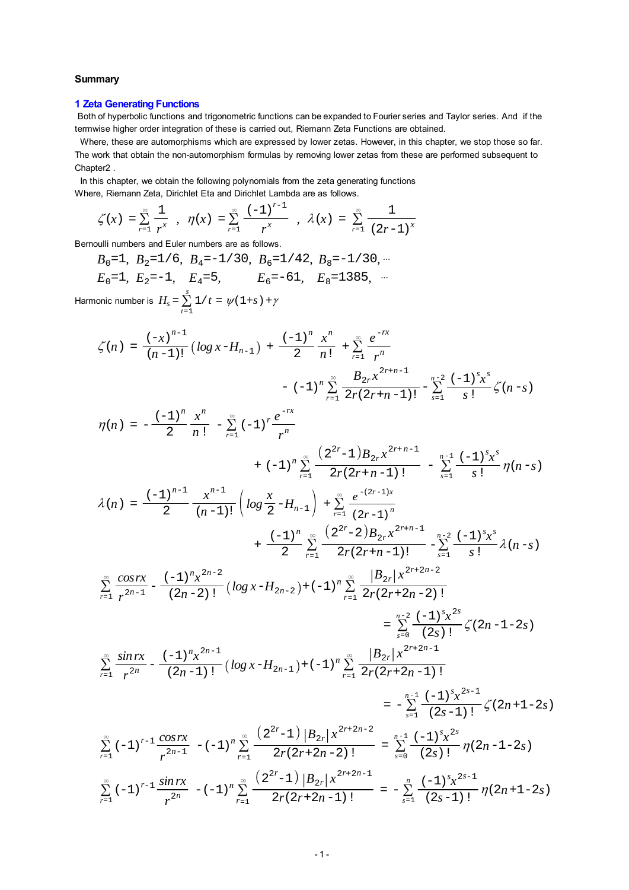**Summary**

## 1 Zeta Generating Functions

Both of hyperbolic functions and trigonometric functions can be expanded to Fourier series and Taylor series. And if the termwise higher order integration of these is carried out, Riemann Zeta Functions are obtained.

Where, these are automorphisms which are expressed by lower zetas. However, in this chapter, we stop those so far. The work that obtain the non-automorphism formulas by removing lower zetas from these are performed subsequent to Chapter2 .

In this chapter, we obtain the following polynomials from the zeta generating functions
Where, Riemann Zeta, Dirichlet Eta and Dirichlet Lambda are as follows.

$$\zeta(x) = \sum_{r=1}^{\infty} \frac{1}{r^x} \ , \ \eta(x) = \sum_{r=1}^{\infty} \frac{(-1)^{r-1}}{r^x} \ , \ \lambda(x) = \sum_{r=1}^{\infty} \frac{1}{(2r-1)^x}$$

Bernoulli numbers and Euler numbers are as follows.

$$B_0=1,\ B_2=1/6,\ B_4=-1/30,\ B_6=1/42,\ B_8=-1/30, \cdots$$

$$E_0=1,\ E_2=-1,\ \ E_4=5,\ \ \ \ E_6=-61,\ \ E_8=1385,\ \ \cdots$$

Harmonic number is $H_s = \sum_{t=1}^{s} 1/t = \psi(1+s)+\gamma$

$$\zeta(n) = \frac{(-x)^{n-1}}{(n-1)!}\left(\log x - H_{n-1}\right) + \frac{(-1)^n}{2}\frac{x^n}{n!} + \sum_{r=1}^{\infty}\frac{e^{-rx}}{r^n} - (-1)^n \sum_{r=1}^{\infty}\frac{B_{2r}x^{2r+n-1}}{2r(2r+n-1)!} - \sum_{s=1}^{n-2}\frac{(-1)^s x^s}{s!}\zeta(n-s)$$

$$\eta(n) = -\frac{(-1)^n}{2}\frac{x^n}{n!} - \sum_{r=1}^{\infty}(-1)^r\frac{e^{-rx}}{r^n} + (-1)^n \sum_{r=1}^{\infty}\frac{\left(2^{2r}-1\right)B_{2r}x^{2r+n-1}}{2r(2r+n-1)!} - \sum_{s=1}^{n-1}\frac{(-1)^s x^s}{s!}\eta(n-s)$$

$$\lambda(n) = \frac{(-1)^{n-1}}{2}\frac{x^{n-1}}{(n-1)!}\left(\log\frac{x}{2} - H_{n-1}\right) + \sum_{r=1}^{\infty}\frac{e^{-(2r-1)x}}{(2r-1)^n} + \frac{(-1)^n}{2}\sum_{r=1}^{\infty}\frac{\left(2^{2r}-2\right)B_{2r}x^{2r+n-1}}{2r(2r+n-1)!} - \sum_{s=1}^{n-2}\frac{(-1)^s x^s}{s!}\lambda(n-s)$$

$$\sum_{r=1}^{\infty}\frac{\cos rx}{r^{2n-1}} - \frac{(-1)^n x^{2n-2}}{(2n-2)!}\left(\log x - H_{2n-2}\right) + (-1)^n\sum_{r=1}^{\infty}\frac{|B_{2r}|\,x^{2r+2n-2}}{2r(2r+2n-2)!} = \sum_{s=0}^{n-2}\frac{(-1)^s x^{2s}}{(2s)!}\zeta(2n-1-2s)$$

$$\sum_{r=1}^{\infty}\frac{\sin rx}{r^{2n}} - \frac{(-1)^n x^{2n-1}}{(2n-1)!}\left(\log x - H_{2n-1}\right) + (-1)^n\sum_{r=1}^{\infty}\frac{|B_{2r}|\,x^{2r+2n-1}}{2r(2r+2n-1)!} = -\sum_{s=1}^{n-1}\frac{(-1)^s x^{2s-1}}{(2s-1)!}\zeta(2n+1-2s)$$

$$\sum_{r=1}^{\infty}(-1)^{r-1}\frac{\cos rx}{r^{2n-1}} - (-1)^n\sum_{r=1}^{\infty}\frac{\left(2^{2r}-1\right)|B_{2r}|\,x^{2r+2n-2}}{2r(2r+2n-2)!} = \sum_{s=0}^{n-1}\frac{(-1)^s x^{2s}}{(2s)!}\eta(2n-1-2s)$$

$$\sum_{r=1}^{\infty}(-1)^{r-1}\frac{\sin rx}{r^{2n}} - (-1)^n\sum_{r=1}^{\infty}\frac{\left(2^{2r}-1\right)|B_{2r}|\,x^{2r+2n-1}}{2r(2r+2n-1)!} = -\sum_{s=1}^{n}\frac{(-1)^s x^{2s-1}}{(2s-1)!}\eta(2n+1-2s)$$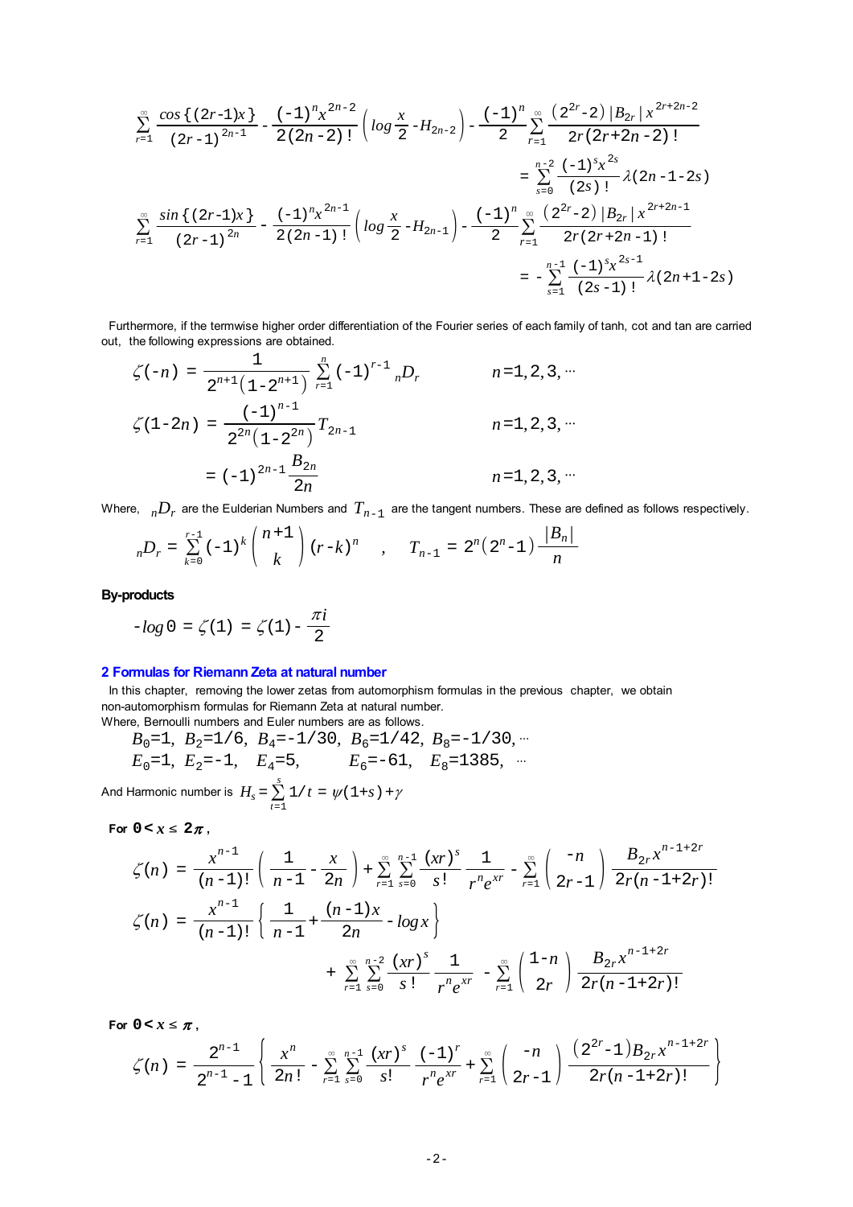$$\sum_{r=1}^{\infty}\frac{\cos\{(2r-1)x\}}{(2r-1)^{2n-1}}-\frac{(-1)^n x^{2n-2}}{2(2n-2)!}\left(\log\frac{x}{2}-H_{2n-2}\right)-\frac{(-1)^n}{2}\sum_{r=1}^{\infty}\frac{\left(2^{2r}-2\right)|B_{2r}|\,x^{2r+2n-2}}{2r(2r+2n-2)!}$$
$$=\sum_{s=0}^{n-2}\frac{(-1)^s x^{2s}}{(2s)!}\lambda(2n-1-2s)$$

$$\sum_{r=1}^{\infty}\frac{\sin\{(2r-1)x\}}{(2r-1)^{2n}}-\frac{(-1)^n x^{2n-1}}{2(2n-1)!}\left(\log\frac{x}{2}-H_{2n-1}\right)-\frac{(-1)^n}{2}\sum_{r=1}^{\infty}\frac{\left(2^{2r}-2\right)|B_{2r}|\,x^{2r+2n-1}}{2r(2r+2n-1)!}$$
$$=-\sum_{s=1}^{n-1}\frac{(-1)^s x^{2s-1}}{(2s-1)!}\lambda(2n+1-2s)$$

Furthermore, if the termwise higher order differentiation of the Fourier series of each family of tanh, cot and tan are carried out, the following expressions are obtained.

$$\zeta(-n)=\frac{1}{2^{n+1}\left(1-2^{n+1}\right)}\sum_{r=1}^{n}(-1)^{r-1}{}_nD_r \qquad n=1,2,3,\cdots$$

$$\zeta(1-2n)=\frac{(-1)^{n-1}}{2^{2n}\left(1-2^{2n}\right)}T_{2n-1} \qquad n=1,2,3,\cdots$$

$$=(-1)^{2n-1}\frac{B_{2n}}{2n} \qquad n=1,2,3,\cdots$$

Where, ${}_nD_r$ are the Eulderian Numbers and $T_{n-1}$ are the tangent numbers. These are defined as follows respectively.

$${}_nD_r=\sum_{k=0}^{r-1}(-1)^k\binom{n+1}{k}(r-k)^n \quad , \quad T_{n-1}=2^n\left(2^n-1\right)\frac{|B_n|}{n}$$

**By-products**

$$-\log 0=\zeta(1)=\zeta(1)-\frac{\pi i}{2}$$

## 2 Formulas for Riemann Zeta at natural number

In this chapter, removing the lower zetas from automorphism formulas in the previous chapter, we obtain non-automorphism formulas for Riemann Zeta at natural number.

Where, Bernoulli numbers and Euler numbers are as follows.

$B_0=1,\ B_2=1/6,\ B_4=-1/30,\ B_6=1/42,\ B_8=-1/30,\cdots$

$E_0=1,\ E_2=-1,\ \ E_4=5,\ \ \ E_6=-61,\ \ E_8=1385,\ \cdots$

And Harmonic number is $H_s=\sum_{t=1}^{s}1/t=\psi(1+s)+\gamma$

**For $0<x\le 2\pi$ ,**

$$\zeta(n)=\frac{x^{n-1}}{(n-1)!}\left(\frac{1}{n-1}-\frac{x}{2n}\right)+\sum_{r=1}^{\infty}\sum_{s=0}^{n-1}\frac{(xr)^s}{s!}\frac{1}{r^n e^{xr}}-\sum_{r=1}^{\infty}\binom{-n}{2r-1}\frac{B_{2r}x^{n-1+2r}}{2r(n-1+2r)!}$$

$$\zeta(n)=\frac{x^{n-1}}{(n-1)!}\left\{\frac{1}{n-1}+\frac{(n-1)x}{2n}-\log x\right\}$$
$$+\sum_{r=1}^{\infty}\sum_{s=0}^{n-2}\frac{(xr)^s}{s!}\frac{1}{r^n e^{xr}}-\sum_{r=1}^{\infty}\binom{1-n}{2r}\frac{B_{2r}x^{n-1+2r}}{2r(n-1+2r)!}$$

**For $0<x\le \pi$ ,**

$$\zeta(n)=\frac{2^{n-1}}{2^{n-1}-1}\left\{\frac{x^n}{2n!}-\sum_{r=1}^{\infty}\sum_{s=0}^{n-1}\frac{(xr)^s}{s!}\frac{(-1)^r}{r^n e^{xr}}+\sum_{r=1}^{\infty}\binom{-n}{2r-1}\frac{\left(2^{2r}-1\right)B_{2r}x^{n-1+2r}}{2r(n-1+2r)!}\right\}$$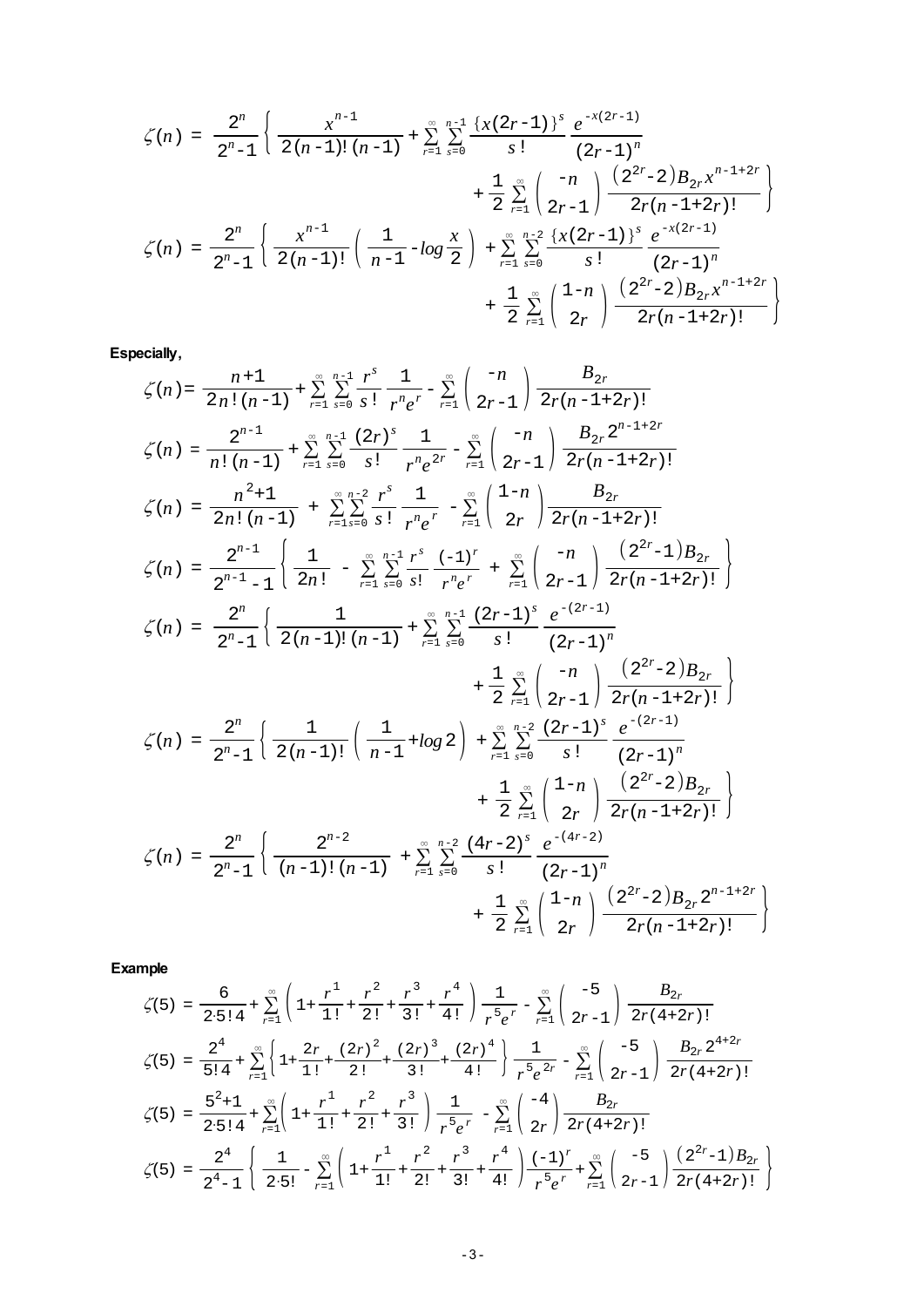$$\zeta(n) = \frac{2^n}{2^n-1}\left\{ \frac{x^{n-1}}{2(n-1)!\,(n-1)} + \sum_{r=1}^{\infty}\sum_{s=0}^{n-1}\frac{\{x(2r-1)\}^s}{s!}\frac{e^{-x(2r-1)}}{(2r-1)^n} + \frac{1}{2}\sum_{r=1}^{\infty}\binom{-n}{2r-1}\frac{\left(2^{2r}-2\right)B_{2r}x^{n-1+2r}}{2r(n-1+2r)!} \right\}$$

$$\zeta(n) = \frac{2^n}{2^n-1}\left\{ \frac{x^{n-1}}{2(n-1)!}\left(\frac{1}{n-1}-\log\frac{x}{2}\right) + \sum_{r=1}^{\infty}\sum_{s=0}^{n-2}\frac{\{x(2r-1)\}^s}{s!}\frac{e^{-x(2r-1)}}{(2r-1)^n} + \frac{1}{2}\sum_{r=1}^{\infty}\binom{1-n}{2r}\frac{\left(2^{2r}-2\right)B_{2r}x^{n-1+2r}}{2r(n-1+2r)!} \right\}$$

**Especially,**

$$\zeta(n) = \frac{n+1}{2n!\,(n-1)} + \sum_{r=1}^{\infty}\sum_{s=0}^{n-1}\frac{r^s}{s!}\frac{1}{r^n e^r} - \sum_{r=1}^{\infty}\binom{-n}{2r-1}\frac{B_{2r}}{2r(n-1+2r)!}$$

$$\zeta(n) = \frac{2^{n-1}}{n!\,(n-1)} + \sum_{r=1}^{\infty}\sum_{s=0}^{n-1}\frac{(2r)^s}{s!}\frac{1}{r^n e^{2r}} - \sum_{r=1}^{\infty}\binom{-n}{2r-1}\frac{B_{2r}2^{n-1+2r}}{2r(n-1+2r)!}$$

$$\zeta(n) = \frac{n^2+1}{2n!\,(n-1)} + \sum_{r=1}^{\infty}\sum_{s=0}^{n-2}\frac{r^s}{s!}\frac{1}{r^n e^r} - \sum_{r=1}^{\infty}\binom{1-n}{2r}\frac{B_{2r}}{2r(n-1+2r)!}$$

$$\zeta(n) = \frac{2^{n-1}}{2^{n-1}-1}\left\{ \frac{1}{2n!} - \sum_{r=1}^{\infty}\sum_{s=0}^{n-1}\frac{r^s}{s!}\frac{(-1)^r}{r^n e^r} + \sum_{r=1}^{\infty}\binom{-n}{2r-1}\frac{\left(2^{2r}-1\right)B_{2r}}{2r(n-1+2r)!} \right\}$$

$$\zeta(n) = \frac{2^n}{2^n-1}\left\{ \frac{1}{2(n-1)!\,(n-1)} + \sum_{r=1}^{\infty}\sum_{s=0}^{n-1}\frac{(2r-1)^s}{s!}\frac{e^{-(2r-1)}}{(2r-1)^n} + \frac{1}{2}\sum_{r=1}^{\infty}\binom{-n}{2r-1}\frac{\left(2^{2r}-2\right)B_{2r}}{2r(n-1+2r)!} \right\}$$

$$\zeta(n) = \frac{2^n}{2^n-1}\left\{ \frac{1}{2(n-1)!}\left(\frac{1}{n-1}+\log 2\right) + \sum_{r=1}^{\infty}\sum_{s=0}^{n-2}\frac{(2r-1)^s}{s!}\frac{e^{-(2r-1)}}{(2r-1)^n} + \frac{1}{2}\sum_{r=1}^{\infty}\binom{1-n}{2r}\frac{\left(2^{2r}-2\right)B_{2r}}{2r(n-1+2r)!} \right\}$$

$$\zeta(n) = \frac{2^n}{2^n-1}\left\{ \frac{2^{n-2}}{(n-1)!\,(n-1)} + \sum_{r=1}^{\infty}\sum_{s=0}^{n-2}\frac{(4r-2)^s}{s!}\frac{e^{-(4r-2)}}{(2r-1)^n} + \frac{1}{2}\sum_{r=1}^{\infty}\binom{1-n}{2r}\frac{\left(2^{2r}-2\right)B_{2r}2^{n-1+2r}}{2r(n-1+2r)!} \right\}$$

**Example**

$$\zeta(5) = \frac{6}{2\cdot 5!\,4} + \sum_{r=1}^{\infty}\left(1+\frac{r^1}{1!}+\frac{r^2}{2!}+\frac{r^3}{3!}+\frac{r^4}{4!}\right)\frac{1}{r^5 e^r} - \sum_{r=1}^{\infty}\binom{-5}{2r-1}\frac{B_{2r}}{2r(4+2r)!}$$

$$\zeta(5) = \frac{2^4}{5!\,4} + \sum_{r=1}^{\infty}\left\{1+\frac{2r}{1!}+\frac{(2r)^2}{2!}+\frac{(2r)^3}{3!}+\frac{(2r)^4}{4!}\right\}\frac{1}{r^5 e^{2r}} - \sum_{r=1}^{\infty}\binom{-5}{2r-1}\frac{B_{2r}2^{4+2r}}{2r(4+2r)!}$$

$$\zeta(5) = \frac{5^2+1}{2\cdot 5!\,4} + \sum_{r=1}^{\infty}\left(1+\frac{r^1}{1!}+\frac{r^2}{2!}+\frac{r^3}{3!}\right)\frac{1}{r^5 e^r} - \sum_{r=1}^{\infty}\binom{-4}{2r}\frac{B_{2r}}{2r(4+2r)!}$$

$$\zeta(5) = \frac{2^4}{2^4-1}\left\{ \frac{1}{2\cdot 5!} - \sum_{r=1}^{\infty}\left(1+\frac{r^1}{1!}+\frac{r^2}{2!}+\frac{r^3}{3!}+\frac{r^4}{4!}\right)\frac{(-1)^r}{r^5 e^r} + \sum_{r=1}^{\infty}\binom{-5}{2r-1}\frac{\left(2^{2r}-1\right)B_{2r}}{2r(4+2r)!} \right\}$$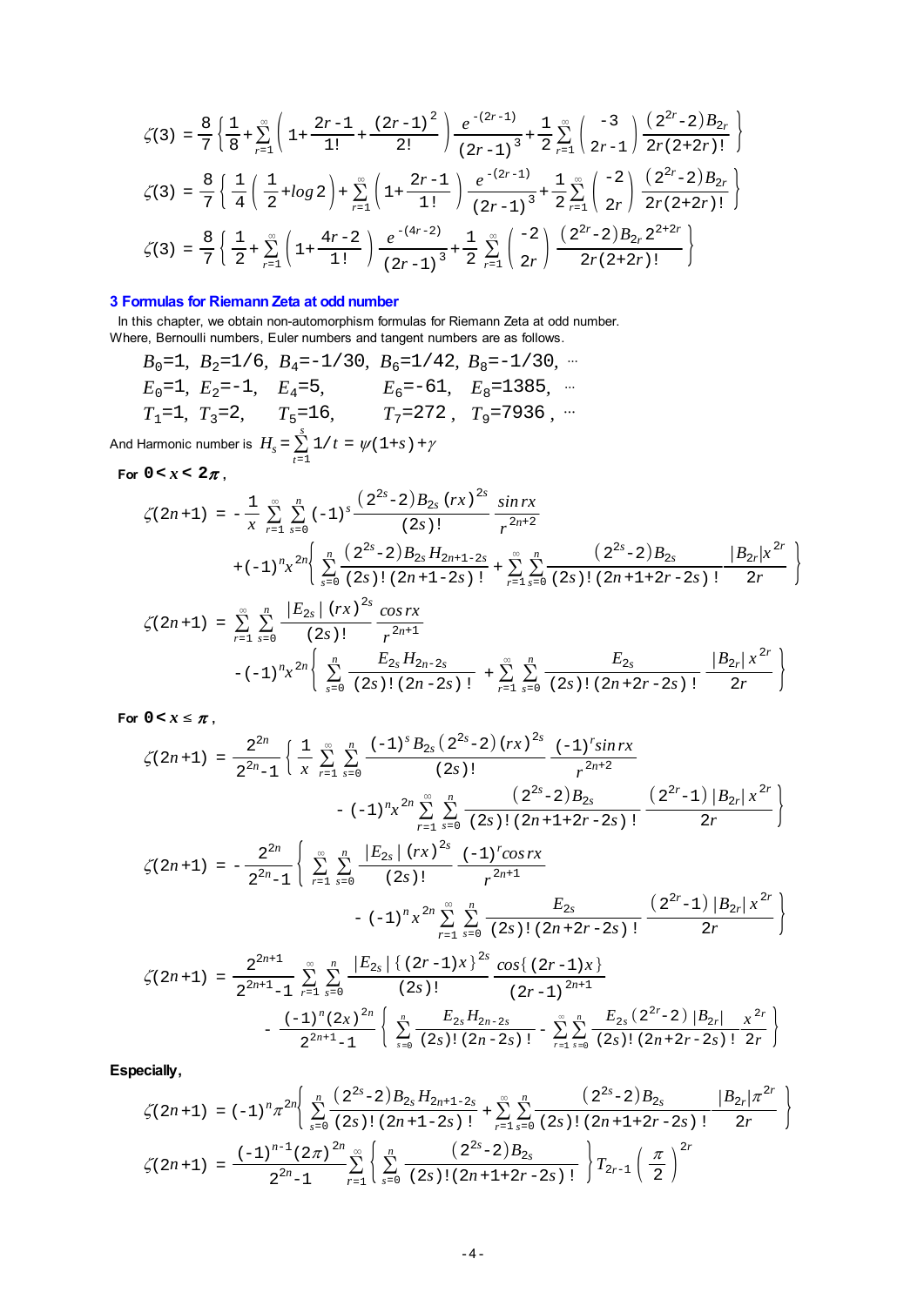$$\zeta(3) = \frac{8}{7}\left\{\frac{1}{8}+\sum_{r=1}^{\infty}\left(1+\frac{2r-1}{1!}+\frac{(2r-1)^2}{2!}\right)\frac{e^{-(2r-1)}}{(2r-1)^3}+\frac{1}{2}\sum_{r=1}^{\infty}\binom{-3}{2r-1}\frac{\left(2^{2r}-2\right)B_{2r}}{2r(2+2r)!}\right\}$$

$$\zeta(3) = \frac{8}{7}\left\{\frac{1}{4}\left(\frac{1}{2}+\log 2\right)+\sum_{r=1}^{\infty}\left(1+\frac{2r-1}{1!}\right)\frac{e^{-(2r-1)}}{(2r-1)^3}+\frac{1}{2}\sum_{r=1}^{\infty}\binom{-2}{2r}\frac{\left(2^{2r}-2\right)B_{2r}}{2r(2+2r)!}\right\}$$

$$\zeta(3) = \frac{8}{7}\left\{\frac{1}{2}+\sum_{r=1}^{\infty}\left(1+\frac{4r-2}{1!}\right)\frac{e^{-(4r-2)}}{(2r-1)^3}+\frac{1}{2}\sum_{r=1}^{\infty}\binom{-2}{2r}\frac{\left(2^{2r}-2\right)B_{2r}2^{2+2r}}{2r(2+2r)!}\right\}$$

## 3 Formulas for Riemann Zeta at odd number

In this chapter, we obtain non-automorphism formulas for Riemann Zeta at odd number.
Where, Bernoulli numbers, Euler numbers and tangent numbers are as follows.

$$B_0=1,\ B_2=1/6,\ B_4=-1/30,\ B_6=1/42,\ B_8=-1/30,\ \cdots$$

$$E_0=1,\ E_2=-1,\ E_4=5,\ E_6=-61,\ E_8=1385,\ \cdots$$

$$T_1=1,\ T_3=2,\ T_5=16,\ T_7=272,\ T_9=7936,\ \cdots$$

And Harmonic number is $H_s=\sum_{t=1}^{s}1/t=\psi(1+s)+\gamma$

**For $0<x<2\pi$ ,**

$$\zeta(2n+1) = -\frac{1}{x}\sum_{r=1}^{\infty}\sum_{s=0}^{n}(-1)^s\frac{\left(2^{2s}-2\right)B_{2s}(rx)^{2s}}{(2s)!}\frac{\sin rx}{r^{2n+2}}$$
$$+(-1)^n x^{2n}\left\{\sum_{s=0}^{n}\frac{\left(2^{2s}-2\right)B_{2s}H_{2n+1-2s}}{(2s)!(2n+1-2s)!}+\sum_{r=1}^{\infty}\sum_{s=0}^{n}\frac{\left(2^{2s}-2\right)B_{2s}}{(2s)!(2n+1+2r-2s)!}\frac{|B_{2r}|x^{2r}}{2r}\right\}$$

$$\zeta(2n+1) = \sum_{r=1}^{\infty}\sum_{s=0}^{n}\frac{|E_{2s}|(rx)^{2s}}{(2s)!}\frac{\cos rx}{r^{2n+1}}$$
$$-(-1)^n x^{2n}\left\{\sum_{s=0}^{n}\frac{E_{2s}H_{2n-2s}}{(2s)!(2n-2s)!}+\sum_{r=1}^{\infty}\sum_{s=0}^{n}\frac{E_{2s}}{(2s)!(2n+2r-2s)!}\frac{|B_{2r}|x^{2r}}{2r}\right\}$$

**For $0<x\le\pi$ ,**

$$\zeta(2n+1) = \frac{2^{2n}}{2^{2n}-1}\left\{\frac{1}{x}\sum_{r=1}^{\infty}\sum_{s=0}^{n}\frac{(-1)^s B_{2s}\left(2^{2s}-2\right)(rx)^{2s}}{(2s)!}\frac{(-1)^r\sin rx}{r^{2n+2}}\right.$$
$$\left.-(-1)^n x^{2n}\sum_{r=1}^{\infty}\sum_{s=0}^{n}\frac{\left(2^{2s}-2\right)B_{2s}}{(2s)!(2n+1+2r-2s)!}\frac{\left(2^{2r}-1\right)|B_{2r}|x^{2r}}{2r}\right\}$$

$$\zeta(2n+1) = -\frac{2^{2n}}{2^{2n}-1}\left\{\sum_{r=1}^{\infty}\sum_{s=0}^{n}\frac{|E_{2s}|(rx)^{2s}}{(2s)!}\frac{(-1)^r\cos rx}{r^{2n+1}}\right.$$
$$\left.-(-1)^n x^{2n}\sum_{r=1}^{\infty}\sum_{s=0}^{n}\frac{E_{2s}}{(2s)!(2n+2r-2s)!}\frac{\left(2^{2r}-1\right)|B_{2r}|x^{2r}}{2r}\right\}$$

$$\zeta(2n+1) = \frac{2^{2n+1}}{2^{2n+1}-1}\sum_{r=1}^{\infty}\sum_{s=0}^{n}\frac{|E_{2s}|\{(2r-1)x\}^{2s}}{(2s)!}\frac{\cos\{(2r-1)x\}}{(2r-1)^{2n+1}}$$
$$-\frac{(-1)^n(2x)^{2n}}{2^{2n+1}-1}\left\{\sum_{s=0}^{n}\frac{E_{2s}H_{2n-2s}}{(2s)!(2n-2s)!}-\sum_{r=1}^{\infty}\sum_{s=0}^{n}\frac{E_{2s}\left(2^{2r}-2\right)|B_{2r}|}{(2s)!(2n+2r-2s)!}\frac{x^{2r}}{2r}\right\}$$

**Especially,**

$$\zeta(2n+1) = (-1)^n\pi^{2n}\left\{\sum_{s=0}^{n}\frac{\left(2^{2s}-2\right)B_{2s}H_{2n+1-2s}}{(2s)!(2n+1-2s)!}+\sum_{r=1}^{\infty}\sum_{s=0}^{n}\frac{\left(2^{2s}-2\right)B_{2s}}{(2s)!(2n+1+2r-2s)!}\frac{|B_{2r}|\pi^{2r}}{2r}\right\}$$

$$\zeta(2n+1) = \frac{(-1)^{n-1}(2\pi)^{2n}}{2^{2n}-1}\sum_{r=1}^{\infty}\left\{\sum_{s=0}^{n}\frac{\left(2^{2s}-2\right)B_{2s}}{(2s)!(2n+1+2r-2s)!}\right\}T_{2r-1}\left(\frac{\pi}{2}\right)^{2r}$$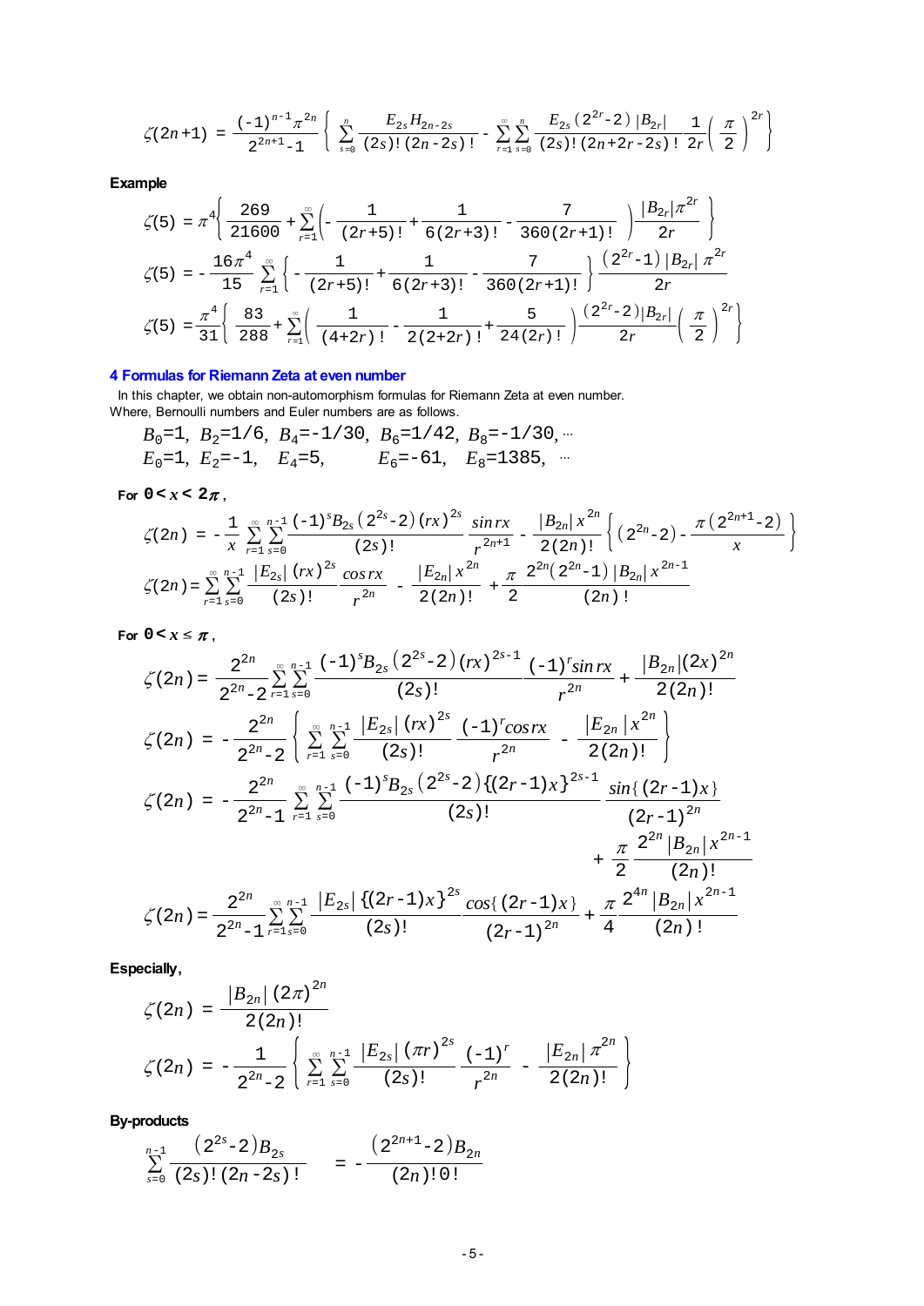$$\zeta(2n+1) = \frac{(-1)^{n-1}\pi^{2n}}{2^{2n+1}-1}\left\{ \sum_{s=0}^{n} \frac{E_{2s}H_{2n-2s}}{(2s)!\,(2n-2s)!} - \sum_{r=1}^{\infty}\sum_{s=0}^{n} \frac{E_{2s}\left(2^{2r}-2\right)|B_{2r}|}{(2s)!\,(2n+2r-2s)!}\frac{1}{2r}\left(\frac{\pi}{2}\right)^{2r} \right\}$$

**Example**

$$\zeta(5) = \pi^4\left\{ \frac{269}{21600} + \sum_{r=1}^{\infty}\left( -\frac{1}{(2r+5)!} + \frac{1}{6(2r+3)!} - \frac{7}{360(2r+1)!} \right)\frac{|B_{2r}|\pi^{2r}}{2r} \right\}$$

$$\zeta(5) = -\frac{16\pi^4}{15}\sum_{r=1}^{\infty}\left\{ -\frac{1}{(2r+5)!} + \frac{1}{6(2r+3)!} - \frac{7}{360(2r+1)!} \right\}\frac{\left(2^{2r}-1\right)|B_{2r}|\,\pi^{2r}}{2r}$$

$$\zeta(5) = \frac{\pi^4}{31}\left\{ \frac{83}{288} + \sum_{r=1}^{\infty}\left( \frac{1}{(4+2r)!} - \frac{1}{2(2+2r)!} + \frac{5}{24(2r)!} \right)\frac{\left(2^{2r}-2\right)|B_{2r}|}{2r}\left(\frac{\pi}{2}\right)^{2r} \right\}$$

## 4 Formulas for Riemann Zeta at even number

In this chapter, we obtain non-automorphism formulas for Riemann Zeta at even number.
Where, Bernoulli numbers and Euler numbers are as follows.

$$B_0=1,\ B_2=1/6,\ B_4=-1/30,\ B_6=1/42,\ B_8=-1/30, \cdots$$
$$E_0=1,\ E_2=-1,\ E_4=5,\ E_6=-61,\ E_8=1385, \cdots$$

**For $0 < x < 2\pi$,**

$$\zeta(2n) = -\frac{1}{x}\sum_{r=1}^{\infty}\sum_{s=0}^{n-1} \frac{(-1)^s B_{2s}\left(2^{2s}-2\right)(rx)^{2s}}{(2s)!}\frac{\sin rx}{r^{2n+1}} - \frac{|B_{2n}|\,x^{2n}}{2(2n)!}\left\{ \left(2^{2n}-2\right) - \frac{\pi\left(2^{2n+1}-2\right)}{x} \right\}$$

$$\zeta(2n) = \sum_{r=1}^{\infty}\sum_{s=0}^{n-1} \frac{|E_{2s}|\,(rx)^{2s}}{(2s)!}\frac{\cos rx}{r^{2n}} - \frac{|E_{2n}|\,x^{2n}}{2(2n)!} + \frac{\pi}{2}\frac{2^{2n}\left(2^{2n}-1\right)|B_{2n}|\,x^{2n-1}}{(2n)!}$$

**For $0 < x \le \pi$,**

$$\zeta(2n) = \frac{2^{2n}}{2^{2n}-2}\sum_{r=1}^{\infty}\sum_{s=0}^{n-1} \frac{(-1)^s B_{2s}\left(2^{2s}-2\right)(rx)^{2s-1}}{(2s)!}\frac{(-1)^r \sin rx}{r^{2n}} + \frac{|B_{2n}|(2x)^{2n}}{2(2n)!}$$

$$\zeta(2n) = -\frac{2^{2n}}{2^{2n}-2}\left\{ \sum_{r=1}^{\infty}\sum_{s=0}^{n-1} \frac{|E_{2s}|\,(rx)^{2s}}{(2s)!}\frac{(-1)^r\cos rx}{r^{2n}} - \frac{|E_{2n}|\,x^{2n}}{2(2n)!} \right\}$$

$$\zeta(2n) = -\frac{2^{2n}}{2^{2n}-1}\sum_{r=1}^{\infty}\sum_{s=0}^{n-1} \frac{(-1)^s B_{2s}\left(2^{2s}-2\right)\{(2r-1)x\}^{2s-1}}{(2s)!}\frac{\sin\{(2r-1)x\}}{(2r-1)^{2n}} + \frac{\pi}{2}\frac{2^{2n}|B_{2n}|\,x^{2n-1}}{(2n)!}$$

$$\zeta(2n) = \frac{2^{2n}}{2^{2n}-1}\sum_{r=1}^{\infty}\sum_{s=0}^{n-1} \frac{|E_{2s}|\,\{(2r-1)x\}^{2s}}{(2s)!}\frac{\cos\{(2r-1)x\}}{(2r-1)^{2n}} + \frac{\pi}{4}\frac{2^{4n}|B_{2n}|\,x^{2n-1}}{(2n)!}$$

**Especially,**

$$\zeta(2n) = \frac{|B_{2n}|\,(2\pi)^{2n}}{2(2n)!}$$

$$\zeta(2n) = -\frac{1}{2^{2n}-2}\left\{ \sum_{r=1}^{\infty}\sum_{s=0}^{n-1} \frac{|E_{2s}|\,(\pi r)^{2s}}{(2s)!}\frac{(-1)^r}{r^{2n}} - \frac{|E_{2n}|\,\pi^{2n}}{2(2n)!} \right\}$$

**By-products**

$$\sum_{s=0}^{n-1} \frac{\left(2^{2s}-2\right)B_{2s}}{(2s)!\,(2n-2s)!} = -\frac{\left(2^{2n+1}-2\right)B_{2n}}{(2n)!\,0!}$$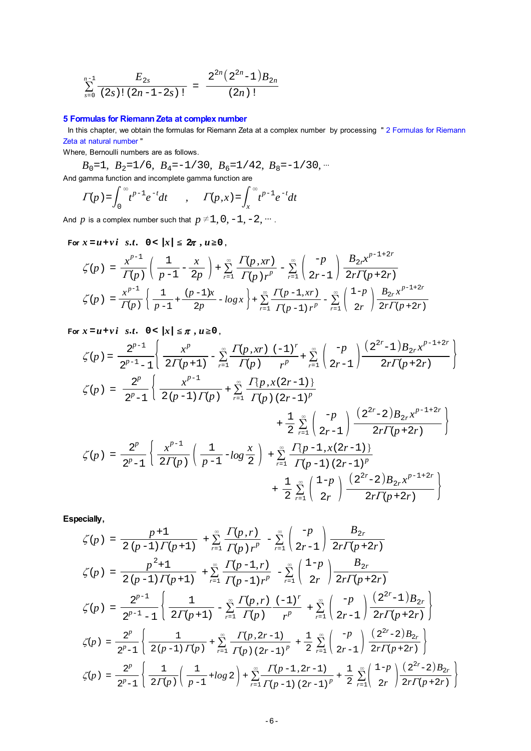$$\sum_{s=0}^{n-1} \frac{E_{2s}}{(2s)!\,(2n-1-2s)!} = \frac{2^{2n}(2^{2n}-1)B_{2n}}{(2n)!}$$

## 5 Formulas for Riemann Zeta at complex number

In this chapter, we obtain the formulas for Riemann Zeta at a complex number by processing " 2 Formulas for Riemann Zeta at natural number "

Where, Bernoulli numbers are as follows.

$$B_0=1,\ B_2=1/6,\ B_4=-1/30,\ B_6=1/42,\ B_8=-1/30, \cdots$$

And gamma function and incomplete gamma function are

$$\Gamma(p)=\int_0^\infty t^{p-1}e^{-t}dt \qquad , \qquad \Gamma(p,x)=\int_x^\infty t^{p-1}e^{-t}dt$$

And $p$ is a complex number such that $p \ne 1, 0, -1, -2, \cdots$ .

**For $x=u+vi$ s.t. $0<|x| \le 2\pi$ , $u \ge 0$ ,**

$$\zeta(p) = \frac{x^{p-1}}{\Gamma(p)}\left(\frac{1}{p-1} - \frac{x}{2p}\right) + \sum_{r=1}^{\infty}\frac{\Gamma(p,xr)}{\Gamma(p)\,r^p} - \sum_{r=1}^{\infty}\binom{-p}{2r-1}\frac{B_{2r}x^{p-1+2r}}{2r\Gamma(p+2r)}$$

$$\zeta(p) = \frac{x^{p-1}}{\Gamma(p)}\left\{\frac{1}{p-1} + \frac{(p-1)x}{2p} - \log x\right\} + \sum_{r=1}^{\infty}\frac{\Gamma(p-1,xr)}{\Gamma(p-1)\,r^p} - \sum_{r=1}^{\infty}\binom{1-p}{2r}\frac{B_{2r}x^{p-1+2r}}{2r\Gamma(p+2r)}$$

**For $x=u+vi$ s.t. $0<|x| \le \pi$ , $u \ge 0$ ,**

$$\zeta(p) = \frac{2^{p-1}}{2^{p-1}-1}\left\{\frac{x^p}{2\Gamma(p+1)} - \sum_{r=1}^{\infty}\frac{\Gamma(p,xr)}{\Gamma(p)}\frac{(-1)^r}{r^p} + \sum_{r=1}^{\infty}\binom{-p}{2r-1}\frac{(2^{2r}-1)B_{2r}x^{p-1+2r}}{2r\Gamma(p+2r)}\right\}$$

$$\zeta(p) = \frac{2^p}{2^p-1}\left\{\frac{x^{p-1}}{2(p-1)\Gamma(p)} + \sum_{r=1}^{\infty}\frac{\Gamma\{p,x(2r-1)\}}{\Gamma(p)\,(2r-1)^p} + \frac{1}{2}\sum_{r=1}^{\infty}\binom{-p}{2r-1}\frac{(2^{2r}-2)B_{2r}x^{p-1+2r}}{2r\Gamma(p+2r)}\right\}$$

$$\zeta(p) = \frac{2^p}{2^p-1}\left\{\frac{x^{p-1}}{2\Gamma(p)}\left(\frac{1}{p-1} - \log\frac{x}{2}\right) + \sum_{r=1}^{\infty}\frac{\Gamma\{p-1,x(2r-1)\}}{\Gamma(p-1)\,(2r-1)^p} + \frac{1}{2}\sum_{r=1}^{\infty}\binom{1-p}{2r}\frac{(2^{2r}-2)B_{2r}x^{p-1+2r}}{2r\Gamma(p+2r)}\right\}$$

**Especially,**

$$\zeta(p) = \frac{p+1}{2(p-1)\Gamma(p+1)} + \sum_{r=1}^{\infty}\frac{\Gamma(p,r)}{\Gamma(p)\,r^p} - \sum_{r=1}^{\infty}\binom{-p}{2r-1}\frac{B_{2r}}{2r\Gamma(p+2r)}$$

$$\zeta(p) = \frac{p^2+1}{2(p-1)\Gamma(p+1)} + \sum_{r=1}^{\infty}\frac{\Gamma(p-1,r)}{\Gamma(p-1)\,r^p} - \sum_{r=1}^{\infty}\binom{1-p}{2r}\frac{B_{2r}}{2r\Gamma(p+2r)}$$

$$\zeta(p) = \frac{2^{p-1}}{2^{p-1}-1}\left\{\frac{1}{2\Gamma(p+1)} - \sum_{r=1}^{\infty}\frac{\Gamma(p,r)}{\Gamma(p)}\frac{(-1)^r}{r^p} + \sum_{r=1}^{\infty}\binom{-p}{2r-1}\frac{(2^{2r}-1)B_{2r}}{2r\Gamma(p+2r)}\right\}$$

$$\zeta(p) = \frac{2^p}{2^p-1}\left\{\frac{1}{2(p-1)\Gamma(p)} + \sum_{r=1}^{\infty}\frac{\Gamma(p,2r-1)}{\Gamma(p)\,(2r-1)^p} + \frac{1}{2}\sum_{r=1}^{\infty}\binom{-p}{2r-1}\frac{(2^{2r}-2)B_{2r}}{2r\Gamma(p+2r)}\right\}$$

$$\zeta(p) = \frac{2^p}{2^p-1}\left\{\frac{1}{2\Gamma(p)}\left(\frac{1}{p-1} + \log 2\right) + \sum_{r=1}^{\infty}\frac{\Gamma(p-1,2r-1)}{\Gamma(p-1)\,(2r-1)^p} + \frac{1}{2}\sum_{r=1}^{\infty}\binom{1-p}{2r}\frac{(2^{2r}-2)B_{2r}}{2r\Gamma(p+2r)}\right\}$$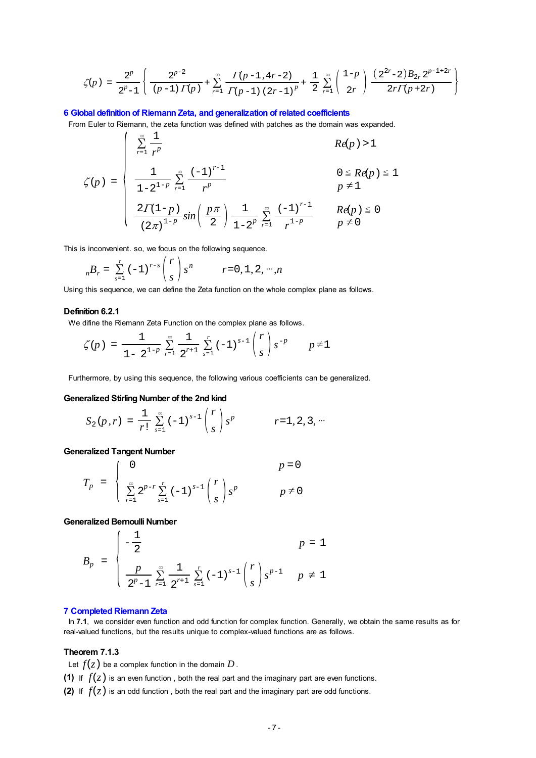$$\zeta(p) = \frac{2^p}{2^p-1}\left\{\frac{2^{p-2}}{(p-1)\Gamma(p)} + \sum_{r=1}^{\infty}\frac{\Gamma(p-1,4r-2)}{\Gamma(p-1)(2r-1)^p} + \frac{1}{2}\sum_{r=1}^{\infty}\binom{1-p}{2r}\frac{(2^{2r}-2)B_{2r}2^{p-1+2r}}{2r\Gamma(p+2r)}\right\}$$

## 6 Global definition of Riemann Zeta, and generalization of related coefficients

From Euler to Riemann, the zeta function was defined with patches as the domain was expanded.

$$\zeta(p) = \begin{cases} \displaystyle\sum_{r=1}^{\infty}\frac{1}{r^p} & Re(p) > 1 \\[2ex] \displaystyle\frac{1}{1-2^{1-p}}\sum_{r=1}^{\infty}\frac{(-1)^{r-1}}{r^p} & 0 \leqq Re(p) \leqq 1 \\ & p \neq 1 \\[2ex] \displaystyle\frac{2\Gamma(1-p)}{(2\pi)^{1-p}}\sin\left(\frac{p\pi}{2}\right)\frac{1}{1-2^p}\sum_{r=1}^{\infty}\frac{(-1)^{r-1}}{r^{1-p}} & Re(p) \leqq 0 \\ & p \neq 0 \end{cases}$$

This is inconvenient. so, we focus on the following sequence.

$${}_nB_r = \sum_{s=1}^{r}(-1)^{r-s}\binom{r}{s}s^n \qquad r=0,1,2,\cdots,n$$

Using this sequence, we can define the Zeta function on the whole complex plane as follows.

**Definition 6.2.1**

We difine the Riemann Zeta Function on the complex plane as follows.

$$\zeta(p) = \frac{1}{1-2^{1-p}}\sum_{r=1}^{\infty}\frac{1}{2^{r+1}}\sum_{s=1}^{r}(-1)^{s-1}\binom{r}{s}s^{-p} \qquad p \neq 1$$

Furthermore, by using this sequence, the following various coefficients can be generalized.

**Generalized Stirling Number of the 2nd kind**

$$S_2(p,r) = \frac{1}{r!}\sum_{s=1}^{\infty}(-1)^{s-1}\binom{r}{s}s^p \qquad r=1,2,3,\cdots$$

**Generalized Tangent Number**

$$T_p = \begin{cases} 0 & p=0 \\[1ex] \displaystyle\sum_{r=1}^{\infty}2^{p-r}\sum_{s=1}^{r}(-1)^{s-1}\binom{r}{s}s^p & p \neq 0 \end{cases}$$

**Generalized Bernoulli Number**

$$B_p = \begin{cases} -\dfrac{1}{2} & p = 1 \\[2ex] \displaystyle\frac{p}{2^p-1}\sum_{r=1}^{\infty}\frac{1}{2^{r+1}}\sum_{s=1}^{r}(-1)^{s-1}\binom{r}{s}s^{p-1} & p \neq 1 \end{cases}$$

## 7 Completed Riemann Zeta

In **7.1**, we consider even function and odd function for complex function. Generally, we obtain the same results as for real-valued functions, but the results unique to complex-valued functions are as follows.

**Theorem 7.1.3**

Let $f(z)$ be a complex function in the domain $D$.

**(1)** If $f(z)$ is an even function , both the real part and the imaginary part are even functions.

**(2)** If $f(z)$ is an odd function , both the real part and the imaginary part are odd functions.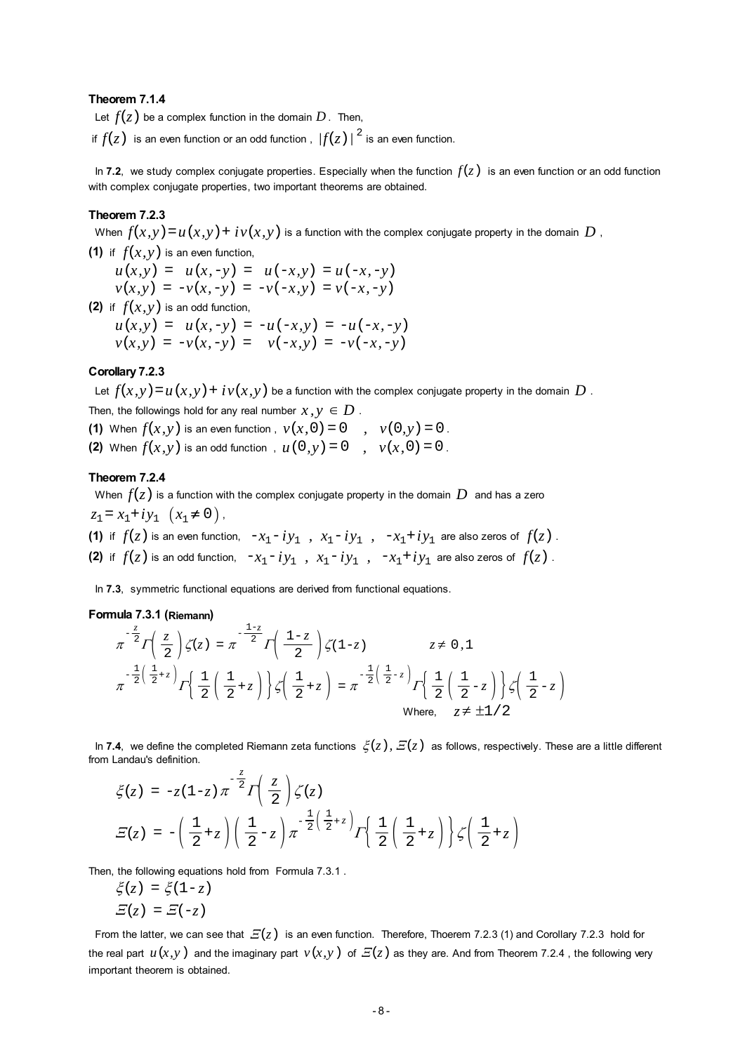**Theorem 7.1.4**

Let $f(z)$ be a complex function in the domain $D$. Then,

if $f(z)$ is an even function or an odd function, $|f(z)|^2$ is an even function.

In **7.2**, we study complex conjugate properties. Especially when the function $f(z)$ is an even function or an odd function with complex conjugate properties, two important theorems are obtained.

**Theorem 7.2.3**

When $f(x,y)=u(x,y)+iv(x,y)$ is a function with the complex conjugate property in the domain $D$,

**(1)** if $f(x,y)$ is an even function,

$$u(x,y) = u(x,-y) = u(-x,y) = u(-x,-y)$$
$$v(x,y) = -v(x,-y) = -v(-x,y) = v(-x,-y)$$

**(2)** if $f(x,y)$ is an odd function,

$$u(x,y) = u(x,-y) = -u(-x,y) = -u(-x,-y)$$
$$v(x,y) = -v(x,-y) = v(-x,y) = -v(-x,-y)$$

**Corollary 7.2.3**

Let $f(x,y)=u(x,y)+iv(x,y)$ be a function with the complex conjugate property in the domain $D$.

Then, the followings hold for any real number $x,y \in D$.

**(1)** When $f(x,y)$ is an even function, $v(x,0)=0$ , $v(0,y)=0$.

**(2)** When $f(x,y)$ is an odd function, $u(0,y)=0$ , $v(x,0)=0$.

**Theorem 7.2.4**

When $f(z)$ is a function with the complex conjugate property in the domain $D$ and has a zero $z_1 = x_1 + iy_1 \ (x_1 \neq 0)$,

**(1)** if $f(z)$ is an even function, $-x_1 - iy_1$ , $x_1 - iy_1$ , $-x_1 + iy_1$ are also zeros of $f(z)$.

**(2)** if $f(z)$ is an odd function, $-x_1 - iy_1$ , $x_1 - iy_1$ , $-x_1 + iy_1$ are also zeros of $f(z)$.

In **7.3**, symmetric functional equations are derived from functional equations.

**Formula 7.3.1 (Riemann)**

$$\pi^{-\frac{z}{2}}\Gamma\left(\frac{z}{2}\right)\zeta(z) = \pi^{-\frac{1-z}{2}}\Gamma\left(\frac{1-z}{2}\right)\zeta(1-z) \qquad z \neq 0,1$$

$$\pi^{-\frac{1}{2}\left(\frac{1}{2}+z\right)}\Gamma\left\{\frac{1}{2}\left(\frac{1}{2}+z\right)\right\}\zeta\left(\frac{1}{2}+z\right) = \pi^{-\frac{1}{2}\left(\frac{1}{2}-z\right)}\Gamma\left\{\frac{1}{2}\left(\frac{1}{2}-z\right)\right\}\zeta\left(\frac{1}{2}-z\right)$$

Where, $z \neq \pm 1/2$

In **7.4**, we define the completed Riemann zeta functions $\xi(z), \Xi(z)$ as follows, respectively. These are a little different from Landau's definition.

$$\xi(z) = -z(1-z)\pi^{-\frac{z}{2}}\Gamma\left(\frac{z}{2}\right)\zeta(z)$$

$$\Xi(z) = -\left(\frac{1}{2}+z\right)\left(\frac{1}{2}-z\right)\pi^{-\frac{1}{2}\left(\frac{1}{2}+z\right)}\Gamma\left\{\frac{1}{2}\left(\frac{1}{2}+z\right)\right\}\zeta\left(\frac{1}{2}+z\right)$$

Then, the following equations hold from Formula 7.3.1 .

$$\xi(z) = \xi(1-z)$$
$$\Xi(z) = \Xi(-z)$$

From the latter, we can see that $\Xi(z)$ is an even function. Therefore, Thoerem 7.2.3 (1) and Corollary 7.2.3 hold for the real part $u(x,y)$ and the imaginary part $v(x,y)$ of $\Xi(z)$ as they are. And from Theorem 7.2.4 , the following very important theorem is obtained.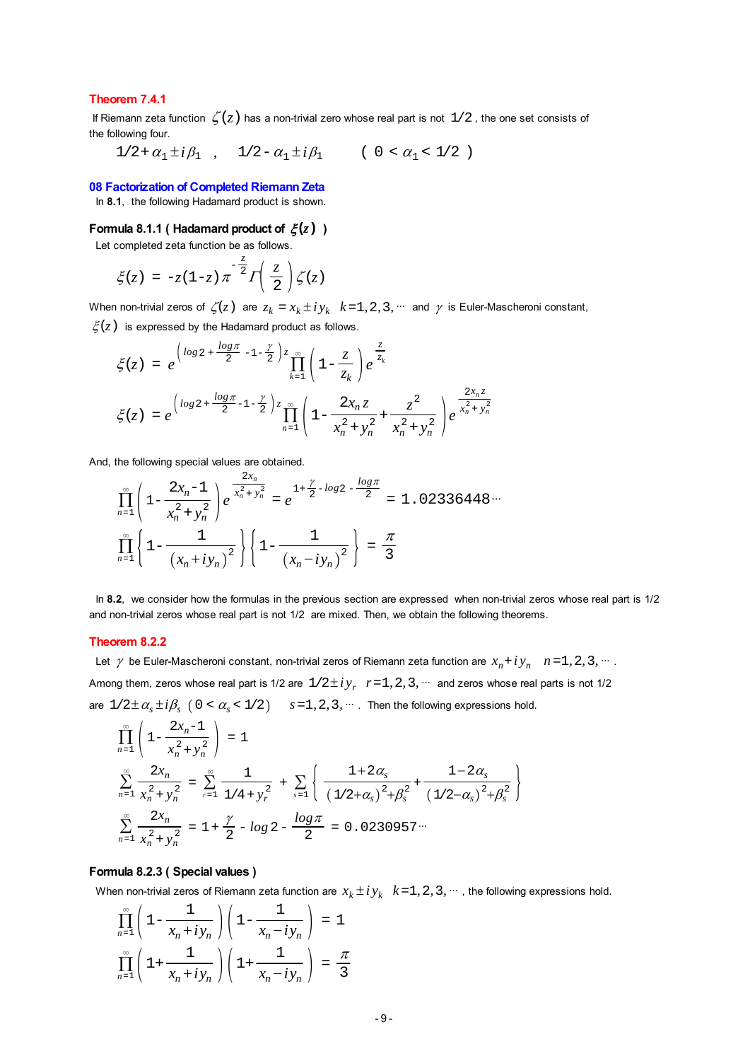### Theorem 7.4.1

If Riemann zeta function $\zeta(z)$ has a non-trivial zero whose real part is not $1/2$, the one set consists of the following four.

$$1/2+\alpha_1 \pm i\beta_1 \quad , \quad 1/2-\alpha_1 \pm i\beta_1 \qquad ( 0 < \alpha_1 < 1/2 )$$

## 08 Factorization of Completed Riemann Zeta

In **8.1**, the following Hadamard product is shown.

### Formula 8.1.1 ( Hadamard product of $\xi(z)$ )

Let completed zeta function be as follows.

$$\xi(z) = -z(1-z)\pi^{-\frac{z}{2}}\Gamma\left(\frac{z}{2}\right)\zeta(z)$$

When non-trivial zeros of $\zeta(z)$ are $z_k = x_k \pm i y_k \quad k=1,2,3,\cdots$ and $\gamma$ is Euler-Mascheroni constant, $\xi(z)$ is expressed by the Hadamard product as follows.

$$\xi(z) = e^{\left(\log 2+\frac{\log\pi}{2}-1-\frac{\gamma}{2}\right)z}\prod_{k=1}^{\infty}\left(1-\frac{z}{z_k}\right)e^{\frac{z}{z_k}}$$

$$\xi(z) = e^{\left(\log 2+\frac{\log\pi}{2}-1-\frac{\gamma}{2}\right)z}\prod_{n=1}^{\infty}\left(1-\frac{2x_n z}{x_n^2+y_n^2}+\frac{z^2}{x_n^2+y_n^2}\right)e^{\frac{2x_n z}{x_n^2+y_n^2}}$$

And, the following special values are obtained.

$$\prod_{n=1}^{\infty}\left(1-\frac{2x_n-1}{x_n^2+y_n^2}\right)e^{\frac{2x_n}{x_n^2+y_n^2}} = e^{1+\frac{\gamma}{2}-\log 2-\frac{\log\pi}{2}} = 1.02336448\cdots$$

$$\prod_{n=1}^{\infty}\left\{1-\frac{1}{\left(x_n+iy_n\right)^2}\right\}\left\{1-\frac{1}{\left(x_n-iy_n\right)^2}\right\} = \frac{\pi}{3}$$

In **8.2**, we consider how the formulas in the previous section are expressed when non-trivial zeros whose real part is 1/2 and non-trivial zeros whose real part is not 1/2 are mixed. Then, we obtain the following theorems.

### Theorem 8.2.2

Let $\gamma$ be Euler-Mascheroni constant, non-trivial zeros of Riemann zeta function are $x_n+iy_n \quad n=1,2,3,\cdots$. Among them, zeros whose real part is 1/2 are $1/2 \pm iy_r \quad r=1,2,3,\cdots$ and zeros whose real parts is not 1/2 are $1/2 \pm \alpha_s \pm i\beta_s \ ( 0 < \alpha_s < 1/2 ) \quad s=1,2,3,\cdots$. Then the following expressions hold.

$$\prod_{n=1}^{\infty}\left(1-\frac{2x_n-1}{x_n^2+y_n^2}\right) = 1$$

$$\sum_{n=1}^{\infty}\frac{2x_n}{x_n^2+y_n^2} = \sum_{r=1}^{\infty}\frac{1}{1/4+y_r^2} + \sum_{s=1}\left\{\frac{1+2\alpha_s}{(1/2+\alpha_s)^2+\beta_s^2}+\frac{1-2\alpha_s}{(1/2-\alpha_s)^2+\beta_s^2}\right\}$$

$$\sum_{n=1}^{\infty}\frac{2x_n}{x_n^2+y_n^2} = 1+\frac{\gamma}{2}-\log 2-\frac{\log\pi}{2} = 0.0230957\cdots$$

### Formula 8.2.3 ( Special values )

When non-trivial zeros of Riemann zeta function are $x_k \pm iy_k \quad k=1,2,3,\cdots$, the following expressions hold.

$$\prod_{n=1}^{\infty}\left(1-\frac{1}{x_n+iy_n}\right)\left(1-\frac{1}{x_n-iy_n}\right) = 1$$

$$\prod_{n=1}^{\infty}\left(1+\frac{1}{x_n+iy_n}\right)\left(1+\frac{1}{x_n-iy_n}\right) = \frac{\pi}{3}$$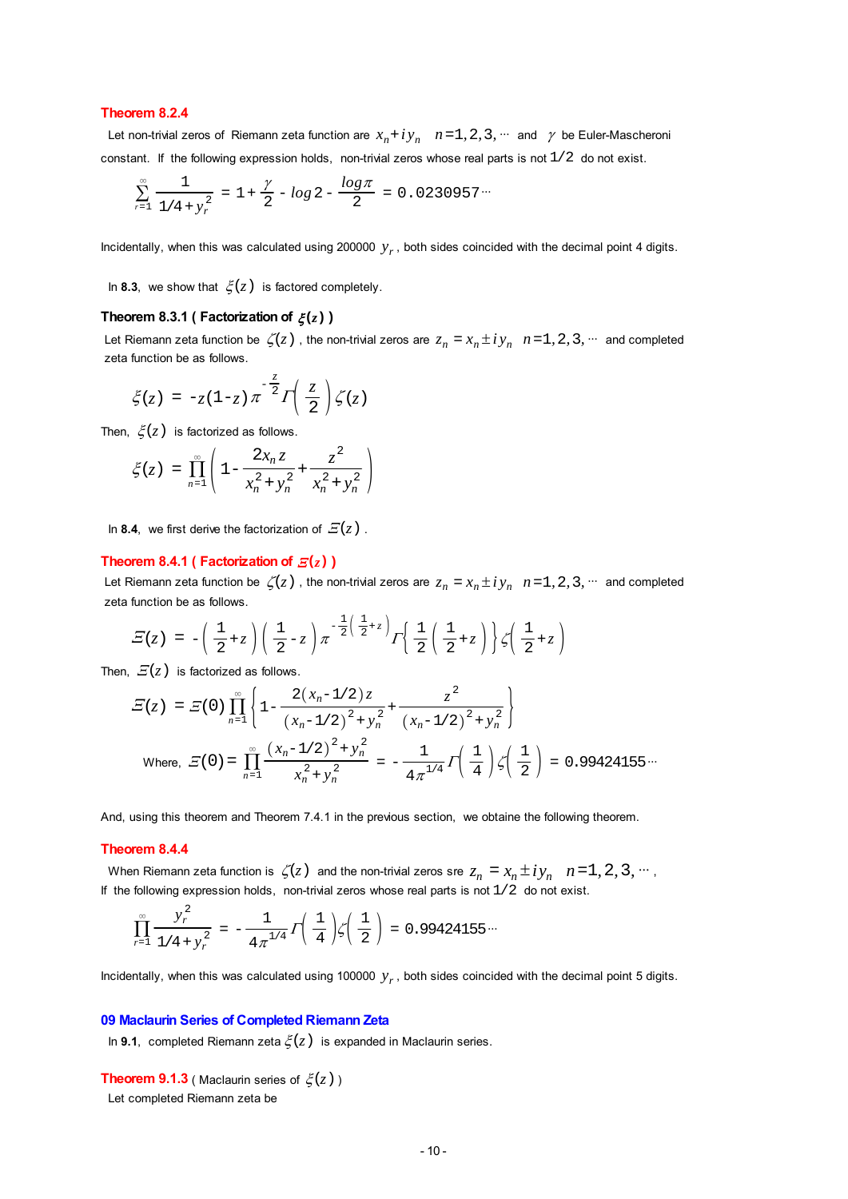**Theorem 8.2.4**

Let non-trivial zeros of Riemann zeta function are $x_n + iy_n \quad n=1,2,3,\cdots$ and $\gamma$ be Euler-Mascheroni constant. If the following expression holds, non-trivial zeros whose real parts is not $1/2$ do not exist.

$$\sum_{r=1}^{\infty} \frac{1}{1/4+y_r^2} = 1+\frac{\gamma}{2} - \log 2 - \frac{\log \pi}{2} = 0.0230957\cdots$$

Incidentally, when this was calculated using 200000 $y_r$, both sides coincided with the decimal point 4 digits.

In **8.3**, we show that $\xi(z)$ is factored completely.

**Theorem 8.3.1 ( Factorization of $\xi(z)$ )**

Let Riemann zeta function be $\zeta(z)$, the non-trivial zeros are $z_n = x_n \pm iy_n \quad n=1,2,3,\cdots$ and completed zeta function be as follows.

$$\xi(z) = -z(1-z)\pi^{-\frac{z}{2}}\Gamma\left(\frac{z}{2}\right)\zeta(z)$$

Then, $\xi(z)$ is factorized as follows.

$$\xi(z) = \prod_{n=1}^{\infty}\left(1-\frac{2x_n z}{x_n^2+y_n^2}+\frac{z^2}{x_n^2+y_n^2}\right)$$

In **8.4**, we first derive the factorization of $\Xi(z)$.

**Theorem 8.4.1 ( Factorization of $\Xi(z)$ )**

Let Riemann zeta function be $\zeta(z)$, the non-trivial zeros are $z_n = x_n \pm iy_n \quad n=1,2,3,\cdots$ and completed zeta function be as follows.

$$\Xi(z) = -\left(\frac{1}{2}+z\right)\left(\frac{1}{2}-z\right)\pi^{-\frac{1}{2}\left(\frac{1}{2}+z\right)}\Gamma\left\{\frac{1}{2}\left(\frac{1}{2}+z\right)\right\}\zeta\left(\frac{1}{2}+z\right)$$

Then, $\Xi(z)$ is factorized as follows.

$$\Xi(z) = \Xi(0)\prod_{n=1}^{\infty}\left\{1-\frac{2(x_n-1/2)z}{(x_n-1/2)^2+y_n^2}+\frac{z^2}{(x_n-1/2)^2+y_n^2}\right\}$$

$$\text{Where, } \Xi(0) = \prod_{n=1}^{\infty}\frac{(x_n-1/2)^2+y_n^2}{x_n^2+y_n^2} = -\frac{1}{4\pi^{1/4}}\Gamma\left(\frac{1}{4}\right)\zeta\left(\frac{1}{2}\right) = 0.99424155\cdots$$

And, using this theorem and Theorem 7.4.1 in the previous section, we obtaine the following theorem.

**Theorem 8.4.4**

When Riemann zeta function is $\zeta(z)$ and the non-trivial zeros sre $z_n = x_n \pm iy_n \quad n=1,2,3,\cdots$, If the following expression holds, non-trivial zeros whose real parts is not $1/2$ do not exist.

$$\prod_{r=1}^{\infty}\frac{y_r^2}{1/4+y_r^2} = -\frac{1}{4\pi^{1/4}}\Gamma\left(\frac{1}{4}\right)\zeta\left(\frac{1}{2}\right) = 0.99424155\cdots$$

Incidentally, when this was calculated using 100000 $y_r$, both sides coincided with the decimal point 5 digits.

## 09 Maclaurin Series of Completed Riemann Zeta

In **9.1**, completed Riemann zeta $\xi(z)$ is expanded in Maclaurin series.

**Theorem 9.1.3** ( Maclaurin series of $\xi(z)$ )

Let completed Riemann zeta be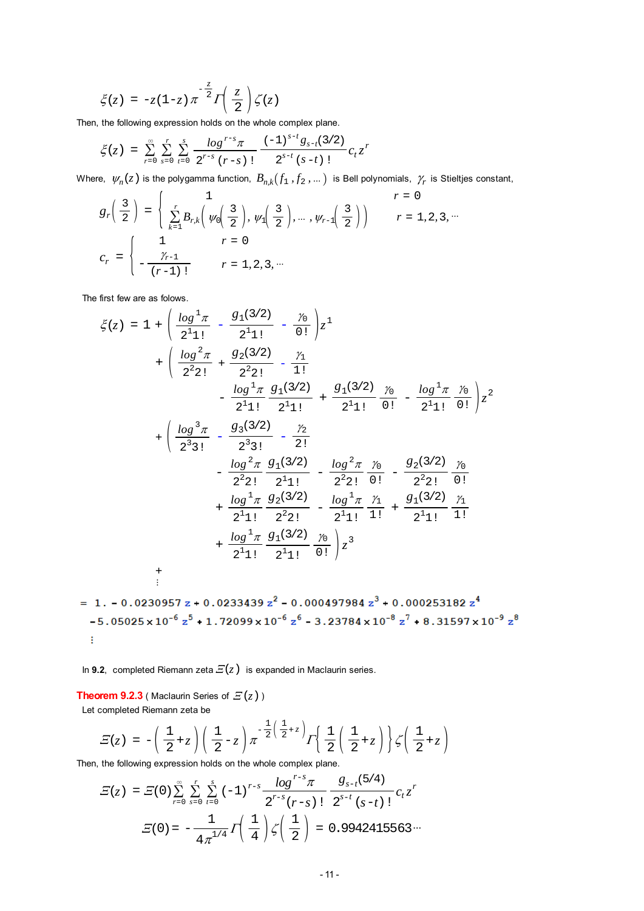$$\xi(z) = -z(1-z)\pi^{-\frac{z}{2}}\Gamma\left(\frac{z}{2}\right)\zeta(z)$$

Then, the following expression holds on the whole complex plane.

$$\xi(z) = \sum_{r=0}^{\infty}\sum_{s=0}^{r}\sum_{t=0}^{s}\frac{\log^{r-s}\pi}{2^{r-s}(r-s)!}\frac{(-1)^{s-t}g_{s-t}(3/2)}{2^{s-t}(s-t)!}c_t z^r$$

Where, $\psi_n(z)$ is the polygamma function, $B_{n,k}(f_1, f_2, \ldots)$ is Bell polynomials, $\gamma_r$ is Stieltjes constant,

$$g_r\left(\frac{3}{2}\right) = \begin{cases} 1 & r=0 \\ \displaystyle\sum_{k=1}^{r} B_{r,k}\left(\psi_0\left(\frac{3}{2}\right), \psi_1\left(\frac{3}{2}\right), \ldots, \psi_{r-1}\left(\frac{3}{2}\right)\right) & r = 1,2,3,\cdots \end{cases}$$

$$c_r = \begin{cases} 1 & r=0 \\ -\dfrac{\gamma_{r-1}}{(r-1)!} & r=1,2,3,\cdots \end{cases}$$

The first few are as folows.

$$\begin{aligned}
\xi(z) = 1 &+ \left(\frac{\log^1\pi}{2^1 1!} - \frac{g_1(3/2)}{2^1 1!} - \frac{\gamma_0}{0!}\right)z^1 \\
&+ \left(\frac{\log^2\pi}{2^2 2!} + \frac{g_2(3/2)}{2^2 2!} - \frac{\gamma_1}{1!}\right. \\
&\qquad \left. - \frac{\log^1\pi}{2^1 1!}\frac{g_1(3/2)}{2^1 1!} + \frac{g_1(3/2)}{2^1 1!}\frac{\gamma_0}{0!} - \frac{\log^1\pi}{2^1 1!}\frac{\gamma_0}{0!}\right)z^2 \\
&+ \left(\frac{\log^3\pi}{2^3 3!} - \frac{g_3(3/2)}{2^3 3!} - \frac{\gamma_2}{2!}\right. \\
&\qquad - \frac{\log^2\pi}{2^2 2!}\frac{g_1(3/2)}{2^1 1!} - \frac{\log^2\pi}{2^2 2!}\frac{\gamma_0}{0!} - \frac{g_2(3/2)}{2^2 2!}\frac{\gamma_0}{0!} \\
&\qquad + \frac{\log^1\pi}{2^1 1!}\frac{g_2(3/2)}{2^2 2!} - \frac{\log^1\pi}{2^1 1!}\frac{\gamma_1}{1!} + \frac{g_1(3/2)}{2^1 1!}\frac{\gamma_1}{1!} \\
&\qquad \left. + \frac{\log^1\pi}{2^1 1!}\frac{g_1(3/2)}{2^1 1!}\frac{\gamma_0}{0!}\right)z^3 \\
&+ \\
&\vdots
\end{aligned}$$

$$\begin{aligned}
&= 1. - 0.0230957\,z + 0.0233439\,z^2 - 0.000497984\,z^3 + 0.000253182\,z^4 \\
&\quad - 5.05025\times10^{-6}\,z^5 + 1.72099\times10^{-6}\,z^6 - 3.23784\times10^{-8}\,z^7 + 8.31597\times10^{-9}\,z^8 \\
&\quad \vdots
\end{aligned}$$

In **9.2**, completed Riemann zeta $\Xi(z)$ is expanded in Maclaurin series.

**Theorem 9.2.3** ( Maclaurin Series of $\Xi(z)$ )

Let completed Riemann zeta be

$$\Xi(z) = -\left(\frac{1}{2}+z\right)\left(\frac{1}{2}-z\right)\pi^{-\frac{1}{2}\left(\frac{1}{2}+z\right)}\Gamma\left\{\frac{1}{2}\left(\frac{1}{2}+z\right)\right\}\zeta\left(\frac{1}{2}+z\right)$$

Then, the following expression holds on the whole complex plane.

$$\Xi(z) = \Xi(0)\sum_{r=0}^{\infty}\sum_{s=0}^{r}\sum_{t=0}^{s}(-1)^{r-s}\frac{\log^{r-s}\pi}{2^{r-s}(r-s)!}\frac{g_{s-t}(5/4)}{2^{s-t}(s-t)!}c_t z^r$$

$$\Xi(0) = -\frac{1}{4\pi^{1/4}}\Gamma\left(\frac{1}{4}\right)\zeta\left(\frac{1}{2}\right) = 0.9942415563\cdots$$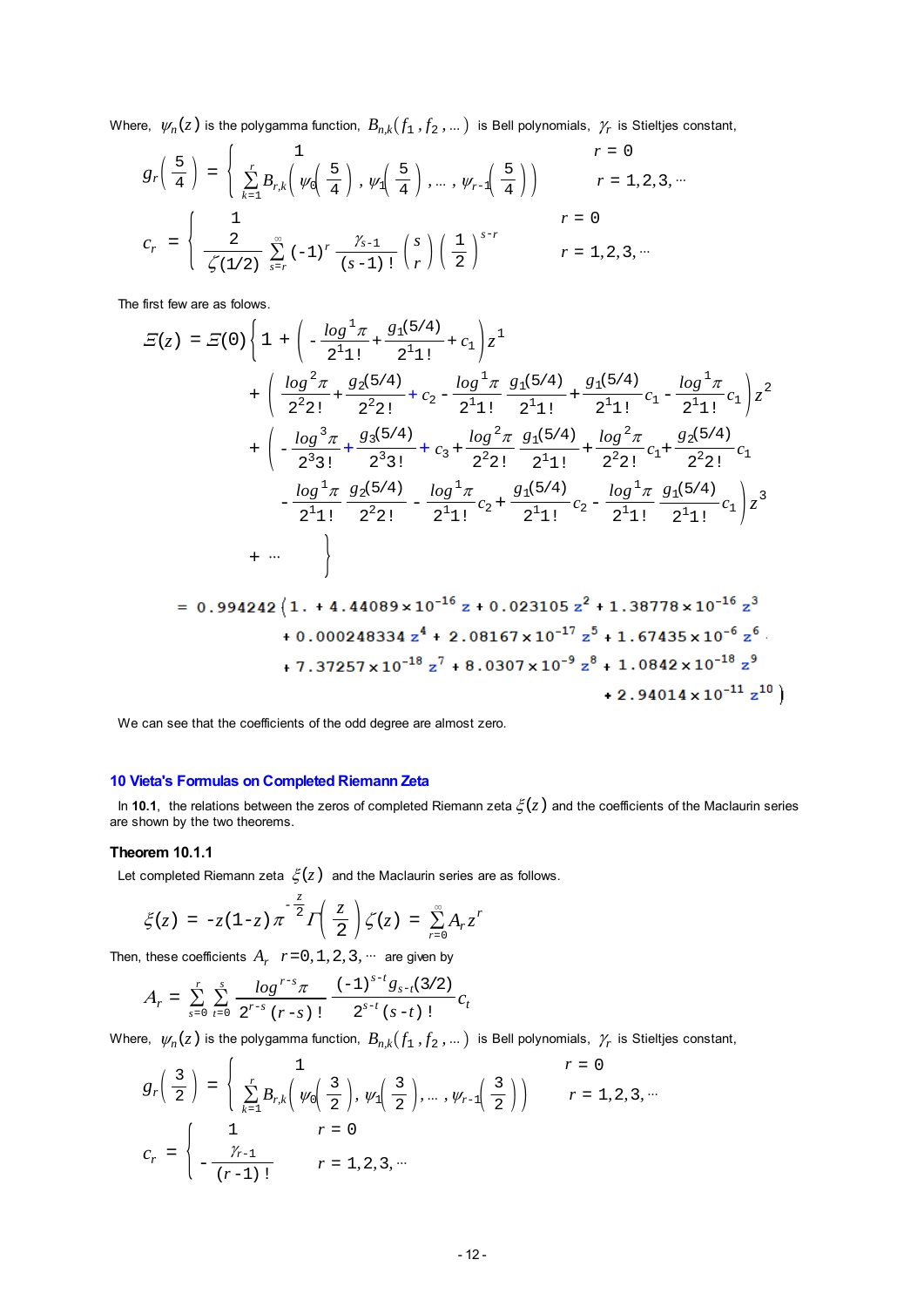Where, $\psi_n(z)$ is the polygamma function, $B_{n,k}(f_1, f_2, \dots)$ is Bell polynomials, $\gamma_r$ is Stieltjes constant,

$$g_r\left(\frac{5}{4}\right) = \begin{cases} 1 & r=0 \\ \displaystyle\sum_{k=1}^{r} B_{r,k}\left(\psi_0\left(\frac{5}{4}\right), \psi_1\left(\frac{5}{4}\right), \dots, \psi_{r-1}\left(\frac{5}{4}\right)\right) & r=1,2,3,\cdots \end{cases}$$

$$c_r = \begin{cases} 1 & r=0 \\ \dfrac{2}{\zeta(1/2)} \displaystyle\sum_{s=r}^{\infty} (-1)^r \frac{\gamma_{s-1}}{(s-1)!} \binom{s}{r} \left(\frac{1}{2}\right)^{s-r} & r=1,2,3,\cdots \end{cases}$$

The first few are as folows.

$$\begin{aligned} \Xi(z) = \Xi(0)\Bigg\{ 1 &+ \left( -\frac{\log^1 \pi}{2^1 1!} + \frac{g_1(5/4)}{2^1 1!} + c_1 \right) z^1 \\ &+ \left( \frac{\log^2 \pi}{2^2 2!} + \frac{g_2(5/4)}{2^2 2!} + c_2 - \frac{\log^1 \pi}{2^1 1!}\frac{g_1(5/4)}{2^1 1!} + \frac{g_1(5/4)}{2^1 1!} c_1 - \frac{\log^1 \pi}{2^1 1!} c_1 \right) z^2 \\ &+ \left( -\frac{\log^3 \pi}{2^3 3!} + \frac{g_3(5/4)}{2^3 3!} + c_3 + \frac{\log^2 \pi}{2^2 2!}\frac{g_1(5/4)}{2^1 1!} + \frac{\log^2 \pi}{2^2 2!} c_1 + \frac{g_2(5/4)}{2^2 2!} c_1 \right. \\ &\quad \left. - \frac{\log^1 \pi}{2^1 1!}\frac{g_2(5/4)}{2^2 2!} - \frac{\log^1 \pi}{2^1 1!} c_2 + \frac{g_1(5/4)}{2^1 1!} c_2 - \frac{\log^1 \pi}{2^1 1!}\frac{g_1(5/4)}{2^1 1!} c_1 \right) z^3 \\ &+ \cdots \Bigg\} \end{aligned}$$

$$\begin{aligned} = 0.994242 \{ 1. &+ 4.44089 \times 10^{-16} z + 0.023105 z^2 + 1.38778 \times 10^{-16} z^3 \\ &+ 0.000248334 z^4 + 2.08167 \times 10^{-17} z^5 + 1.67435 \times 10^{-6} z^6 \\ &+ 7.37257 \times 10^{-18} z^7 + 8.0307 \times 10^{-9} z^8 + 1.0842 \times 10^{-18} z^9 \\ &+ 2.94014 \times 10^{-11} z^{10} \} \end{aligned}$$

We can see that the coefficients of the odd degree are almost zero.

## 10 Vieta's Formulas on Completed Riemann Zeta

In **10.1**, the relations between the zeros of completed Riemann zeta $\xi(z)$ and the coefficients of the Maclaurin series are shown by the two theorems.

### Theorem 10.1.1

Let completed Riemann zeta $\xi(z)$ and the Maclaurin series are as follows.

$$\xi(z) = -z(1-z)\pi^{-\frac{z}{2}} \Gamma\left(\frac{z}{2}\right)\zeta(z) = \sum_{r=0}^{\infty} A_r z^r$$

Then, these coefficients $A_r$ $r=0,1,2,3,\cdots$ are given by

$$A_r = \sum_{s=0}^{r} \sum_{t=0}^{s} \frac{\log^{r-s} \pi}{2^{r-s}(r-s)!} \frac{(-1)^{s-t} g_{s-t}(3/2)}{2^{s-t}(s-t)!} c_t$$

Where, $\psi_n(z)$ is the polygamma function, $B_{n,k}(f_1, f_2, \dots)$ is Bell polynomials, $\gamma_r$ is Stieltjes constant,

$$g_r\left(\frac{3}{2}\right) = \begin{cases} 1 & r=0 \\ \displaystyle\sum_{k=1}^{r} B_{r,k}\left(\psi_0\left(\frac{3}{2}\right), \psi_1\left(\frac{3}{2}\right), \dots, \psi_{r-1}\left(\frac{3}{2}\right)\right) & r=1,2,3,\cdots \end{cases}$$

$$c_r = \begin{cases} 1 & r=0 \\ -\dfrac{\gamma_{r-1}}{(r-1)!} & r=1,2,3,\cdots \end{cases}$$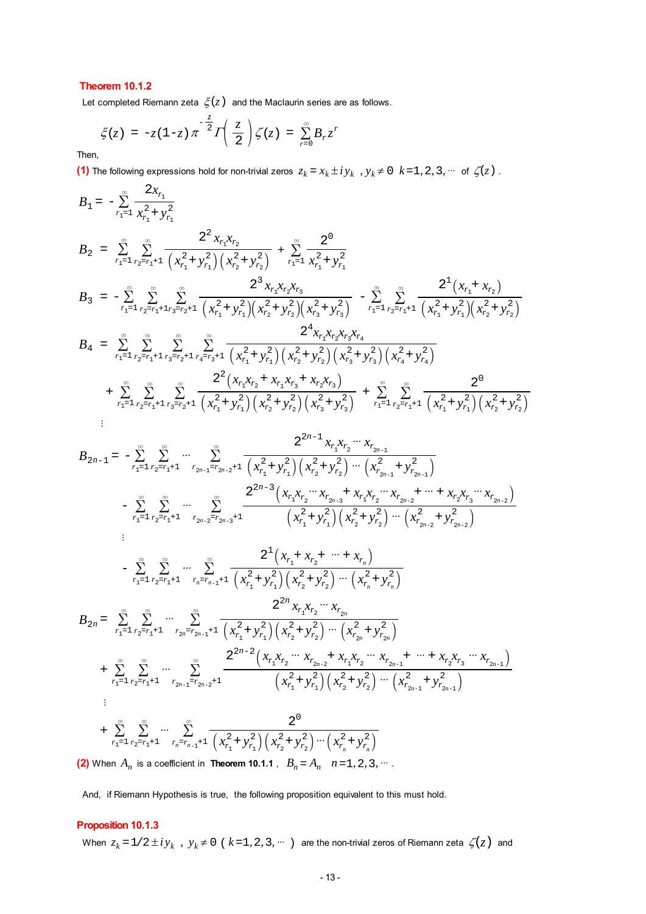**Theorem 10.1.2**

Let completed Riemann zeta $\xi(z)$ and the Maclaurin series are as follows.

$$\xi(z) = -z(1-z)\pi^{-\frac{z}{2}}\Gamma\left(\frac{z}{2}\right)\zeta(z) = \sum_{r=0}^{\infty} B_r z^r$$

Then,

**(1)** The following expressions hold for non-trivial zeros $z_k = x_k \pm i y_k$ , $y_k \neq 0$ $k=1,2,3,\cdots$ of $\zeta(z)$ .

$$B_1 = -\sum_{r_1=1}^{\infty} \frac{2x_{r_1}}{x_{r_1}^2+y_{r_1}^2}$$

$$B_2 = \sum_{r_1=1}^{\infty}\sum_{r_2=r_1+1}^{\infty} \frac{2^2 x_{r_1}x_{r_2}}{\left(x_{r_1}^2+y_{r_1}^2\right)\left(x_{r_2}^2+y_{r_2}^2\right)} + \sum_{r_1=1}^{\infty}\frac{2^0}{x_{r_1}^2+y_{r_1}^2}$$

$$B_3 = -\sum_{r_1=1}^{\infty}\sum_{r_2=r_1+1}^{\infty}\sum_{r_3=r_2+1}^{\infty} \frac{2^3 x_{r_1}x_{r_2}x_{r_3}}{\left(x_{r_1}^2+y_{r_1}^2\right)\left(x_{r_2}^2+y_{r_2}^2\right)\left(x_{r_3}^2+y_{r_3}^2\right)} - \sum_{r_1=1}^{\infty}\sum_{r_2=r_1+1}^{\infty}\frac{2^1\left(x_{r_1}+x_{r_2}\right)}{\left(x_{r_1}^2+y_{r_1}^2\right)\left(x_{r_2}^2+y_{r_2}^2\right)}$$

$$B_4 = \sum_{r_1=1}^{\infty}\sum_{r_2=r_1+1}^{\infty}\sum_{r_3=r_2+1}^{\infty}\sum_{r_4=r_3+1}^{\infty} \frac{2^4 x_{r_1}x_{r_2}x_{r_3}x_{r_4}}{\left(x_{r_1}^2+y_{r_1}^2\right)\left(x_{r_2}^2+y_{r_2}^2\right)\left(x_{r_3}^2+y_{r_3}^2\right)\left(x_{r_4}^2+y_{r_4}^2\right)}$$
$$+\sum_{r_1=1}^{\infty}\sum_{r_2=r_1+1}^{\infty}\sum_{r_3=r_2+1}^{\infty}\frac{2^2\left(x_{r_1}x_{r_2}+x_{r_1}x_{r_3}+x_{r_2}x_{r_3}\right)}{\left(x_{r_1}^2+y_{r_1}^2\right)\left(x_{r_2}^2+y_{r_2}^2\right)\left(x_{r_3}^2+y_{r_3}^2\right)} + \sum_{r_1=1}^{\infty}\sum_{r_2=r_1+1}^{\infty}\frac{2^0}{\left(x_{r_1}^2+y_{r_1}^2\right)\left(x_{r_2}^2+y_{r_2}^2\right)}$$

$$\vdots$$

$$B_{2n-1} = -\sum_{r_1=1}^{\infty}\sum_{r_2=r_1+1}^{\infty}\cdots\sum_{r_{2n-1}=r_{2n-2}+1}^{\infty}\frac{2^{2n-1}x_{r_1}x_{r_2}\cdots x_{r_{2n-1}}}{\left(x_{r_1}^2+y_{r_1}^2\right)\left(x_{r_2}^2+y_{r_2}^2\right)\cdots\left(x_{r_{2n-1}}^2+y_{r_{2n-1}}^2\right)}$$
$$-\sum_{r_1=1}^{\infty}\sum_{r_2=r_1+1}^{\infty}\cdots\sum_{r_{2n-2}=r_{2n-3}+1}^{\infty}\frac{2^{2n-3}\left(x_{r_1}x_{r_2}\cdots x_{r_{2n-3}}+x_{r_1}x_{r_2}\cdots x_{r_{2n-2}}+\cdots+x_{r_2}x_{r_3}\cdots x_{r_{2n-2}}\right)}{\left(x_{r_1}^2+y_{r_1}^2\right)\left(x_{r_2}^2+y_{r_2}^2\right)\cdots\left(x_{r_{2n-2}}^2+y_{r_{2n-2}}^2\right)}$$
$$\vdots$$
$$-\sum_{r_1=1}^{\infty}\sum_{r_2=r_1+1}^{\infty}\cdots\sum_{r_n=r_{n-1}+1}^{\infty}\frac{2^1\left(x_{r_1}+x_{r_2}+\cdots+x_{r_n}\right)}{\left(x_{r_1}^2+y_{r_1}^2\right)\left(x_{r_2}^2+y_{r_2}^2\right)\cdots\left(x_{r_n}^2+y_{r_n}^2\right)}$$

$$B_{2n} = \sum_{r_1=1}^{\infty}\sum_{r_2=r_1+1}^{\infty}\cdots\sum_{r_{2n}=r_{2n-1}+1}^{\infty}\frac{2^{2n}x_{r_1}x_{r_2}\cdots x_{r_{2n}}}{\left(x_{r_1}^2+y_{r_1}^2\right)\left(x_{r_2}^2+y_{r_2}^2\right)\cdots\left(x_{r_{2n}}^2+y_{r_{2n}}^2\right)}$$
$$+\sum_{r_1=1}^{\infty}\sum_{r_2=r_1+1}^{\infty}\cdots\sum_{r_{2n-1}=r_{2n-2}+1}^{\infty}\frac{2^{2n-2}\left(x_{r_1}x_{r_2}\cdots x_{r_{2n-2}}+x_{r_1}x_{r_2}\cdots x_{r_{2n-1}}+\cdots+x_{r_2}x_{r_3}\cdots x_{r_{2n-1}}\right)}{\left(x_{r_1}^2+y_{r_1}^2\right)\left(x_{r_2}^2+y_{r_2}^2\right)\cdots\left(x_{r_{2n-1}}^2+y_{r_{2n-1}}^2\right)}$$
$$\vdots$$
$$+\sum_{r_1=1}^{\infty}\sum_{r_2=r_1+1}^{\infty}\cdots\sum_{r_n=r_{n-1}+1}^{\infty}\frac{2^0}{\left(x_{r_1}^2+y_{r_1}^2\right)\left(x_{r_2}^2+y_{r_2}^2\right)\cdots\left(x_{r_n}^2+y_{r_n}^2\right)}$$

**(2)** When $A_n$ is a coefficient in **Theorem 10.1.1** , $B_n = A_n$ $n=1,2,3,\cdots$ .

And, if Riemann Hypothesis is true, the following proposition equivalent to this must hold.

**Proposition 10.1.3**

When $z_k = 1/2 \pm i y_k$ , $y_k \neq 0$ ( $k=1,2,3,\cdots$ ) are the non-trivial zeros of Riemann zeta $\zeta(z)$ and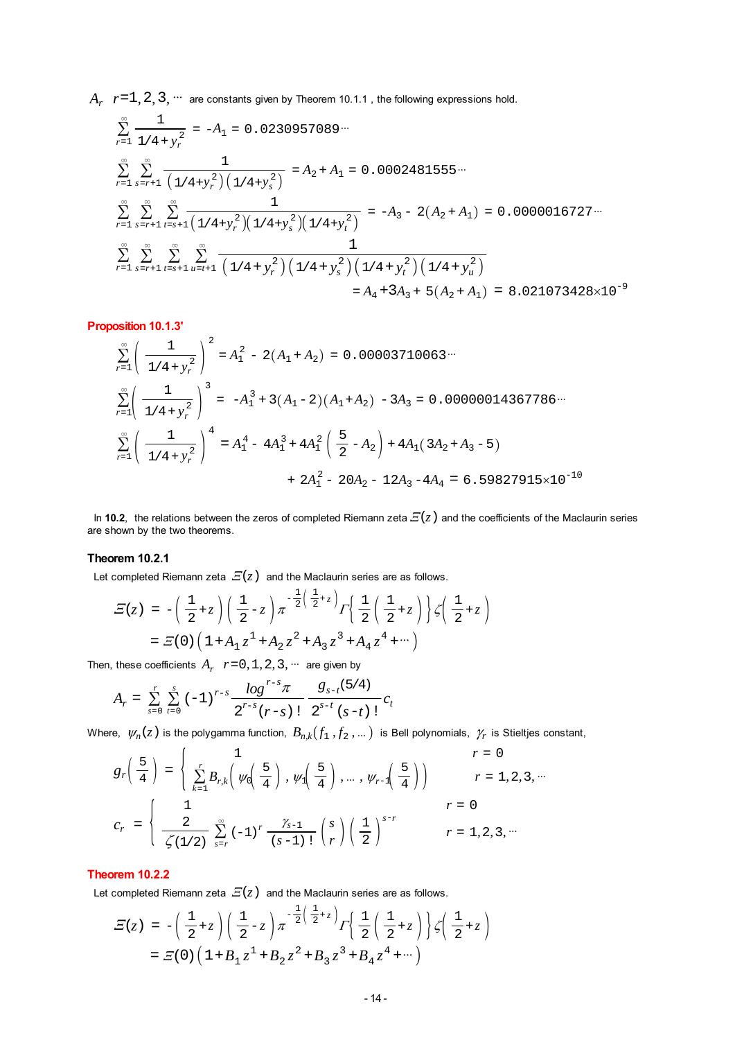$A_r \quad r=1,2,3,\cdots$ are constants given by Theorem 10.1.1 , the following expressions hold.

$$\sum_{r=1}^{\infty} \frac{1}{1/4+y_r^2} = -A_1 = 0.0230957089\cdots$$

$$\sum_{r=1}^{\infty}\sum_{s=r+1}^{\infty} \frac{1}{\left(1/4+y_r^2\right)\left(1/4+y_s^2\right)} = A_2 + A_1 = 0.0002481555\cdots$$

$$\sum_{r=1}^{\infty}\sum_{s=r+1}^{\infty}\sum_{t=s+1}^{\infty} \frac{1}{\left(1/4+y_r^2\right)\left(1/4+y_s^2\right)\left(1/4+y_t^2\right)} = -A_3 - 2\left(A_2+A_1\right) = 0.0000016727\cdots$$

$$\sum_{r=1}^{\infty}\sum_{s=r+1}^{\infty}\sum_{t=s+1}^{\infty}\sum_{u=t+1}^{\infty} \frac{1}{\left(1/4+y_r^2\right)\left(1/4+y_s^2\right)\left(1/4+y_t^2\right)\left(1/4+y_u^2\right)}$$
$$= A_4 + 3A_3 + 5\left(A_2+A_1\right) = 8.021073428\times 10^{-9}$$

### Proposition 10.1.3'

$$\sum_{r=1}^{\infty}\left(\frac{1}{1/4+y_r^2}\right)^2 = A_1^2 - 2\left(A_1+A_2\right) = 0.00003710063\cdots$$

$$\sum_{r=1}^{\infty}\left(\frac{1}{1/4+y_r^2}\right)^3 = -A_1^3 + 3\left(A_1-2\right)\left(A_1+A_2\right) - 3A_3 = 0.00000014367786\cdots$$

$$\sum_{r=1}^{\infty}\left(\frac{1}{1/4+y_r^2}\right)^4 = A_1^4 - 4A_1^3 + 4A_1^2\left(\frac{5}{2} - A_2\right) + 4A_1\left(3A_2 + A_3 - 5\right)$$
$$+ 2A_1^2 - 20A_2 - 12A_3 - 4A_4 = 6.59827915\times 10^{-10}$$

In **10.2**, the relations between the zeros of completed Riemann zeta $\Xi(z)$ and the coefficients of the Maclaurin series are shown by the two theorems.

### Theorem 10.2.1

Let completed Riemann zeta $\Xi(z)$ and the Maclaurin series are as follows.

$$\Xi(z) = -\left(\frac{1}{2}+z\right)\left(\frac{1}{2}-z\right)\pi^{-\frac{1}{2}\left(\frac{1}{2}+z\right)}\Gamma\left\{\frac{1}{2}\left(\frac{1}{2}+z\right)\right\}\zeta\left(\frac{1}{2}+z\right)$$
$$= \Xi(0)\left(1 + A_1 z^1 + A_2 z^2 + A_3 z^3 + A_4 z^4 + \cdots\right)$$

Then, these coefficients $A_r \quad r=0,1,2,3,\cdots$ are given by

$$A_r = \sum_{s=0}^{r}\sum_{t=0}^{s}(-1)^{r-s}\frac{\log^{r-s}\pi}{2^{r-s}(r-s)!}\frac{g_{s-t}(5/4)}{2^{s-t}(s-t)!}c_t$$

Where, $\psi_n(z)$ is the polygamma function, $B_{n,k}\left(f_1, f_2, \ldots\right)$ is Bell polynomials, $\gamma_r$ is Stieltjes constant,

$$g_r\left(\frac{5}{4}\right) = \begin{cases} 1 & r=0 \\ \displaystyle\sum_{k=1}^{r} B_{r,k}\left(\psi_0\left(\frac{5}{4}\right), \psi_1\left(\frac{5}{4}\right), \ldots, \psi_{r-1}\left(\frac{5}{4}\right)\right) & r=1,2,3,\cdots \end{cases}$$

$$c_r = \begin{cases} 1 & r=0 \\ \displaystyle\frac{2}{\zeta(1/2)}\sum_{s=r}^{\infty}(-1)^r\frac{\gamma_{s-1}}{(s-1)!}\binom{s}{r}\left(\frac{1}{2}\right)^{s-r} & r=1,2,3,\cdots \end{cases}$$

### Theorem 10.2.2

Let completed Riemann zeta $\Xi(z)$ and the Maclaurin series are as follows.

$$\Xi(z) = -\left(\frac{1}{2}+z\right)\left(\frac{1}{2}-z\right)\pi^{-\frac{1}{2}\left(\frac{1}{2}+z\right)}\Gamma\left\{\frac{1}{2}\left(\frac{1}{2}+z\right)\right\}\zeta\left(\frac{1}{2}+z\right)$$
$$= \Xi(0)\left(1 + B_1 z^1 + B_2 z^2 + B_3 z^3 + B_4 z^4 + \cdots\right)$$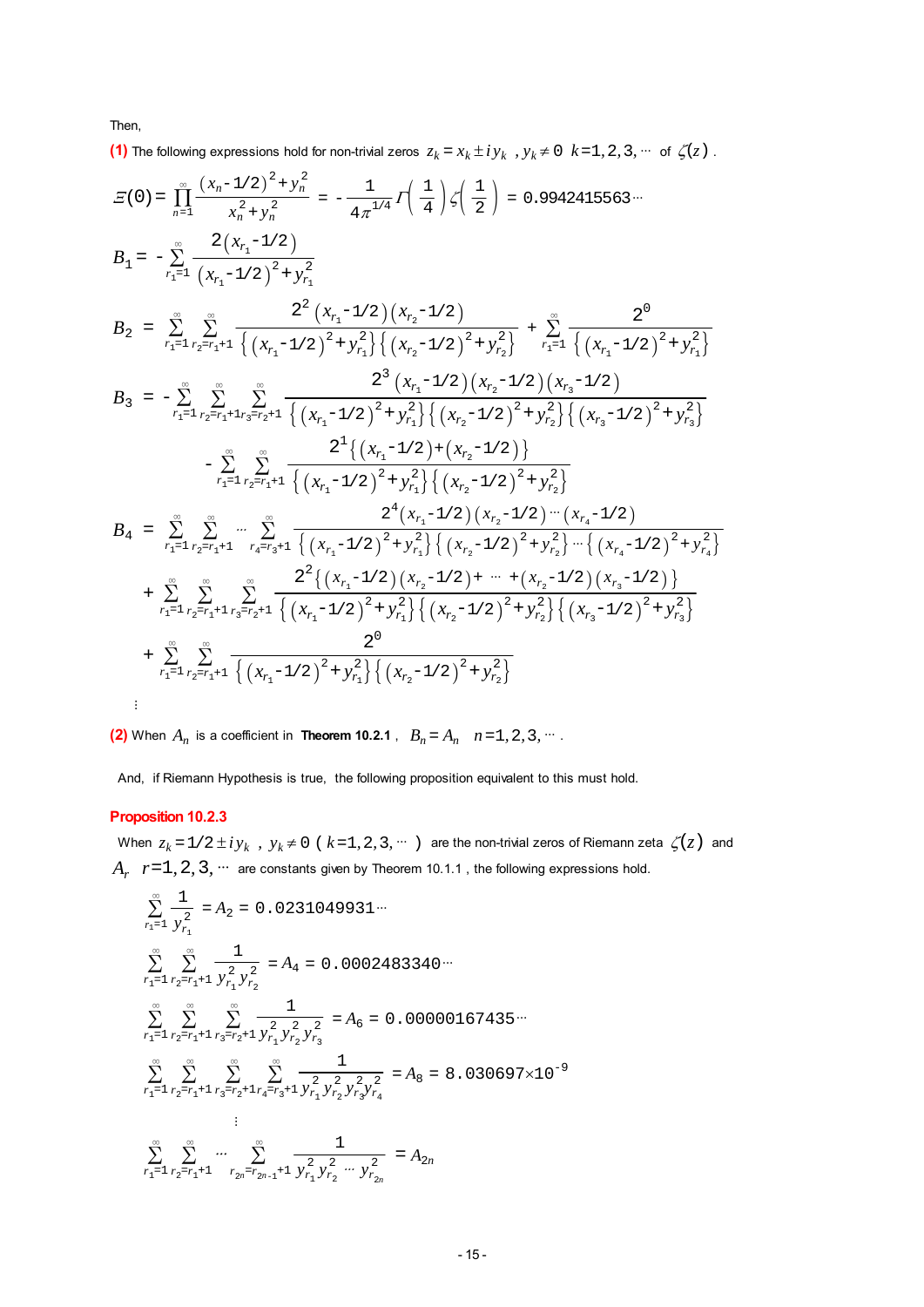Then,

**(1)** The following expressions hold for non-trivial zeros $z_k = x_k \pm i y_k$ , $y_k \neq 0$ $k=1,2,3,\cdots$ of $\zeta(z)$ .

$$\Xi(0) = \prod_{n=1}^{\infty} \frac{(x_n - 1/2)^2 + y_n^2}{x_n^2 + y_n^2} = -\frac{1}{4\pi^{1/4}} \Gamma\left(\frac{1}{4}\right) \zeta\left(\frac{1}{2}\right) = 0.9942415563\cdots$$

$$B_1 = -\sum_{r_1=1}^{\infty} \frac{2(x_{r_1} - 1/2)}{(x_{r_1} - 1/2)^2 + y_{r_1}^2}$$

$$B_2 = \sum_{r_1=1}^{\infty} \sum_{r_2=r_1+1}^{\infty} \frac{2^2 (x_{r_1} - 1/2)(x_{r_2} - 1/2)}{\left\{(x_{r_1} - 1/2)^2 + y_{r_1}^2\right\}\left\{(x_{r_2} - 1/2)^2 + y_{r_2}^2\right\}} + \sum_{r_1=1}^{\infty} \frac{2^0}{\left\{(x_{r_1} - 1/2)^2 + y_{r_1}^2\right\}}$$

$$B_3 = -\sum_{r_1=1}^{\infty} \sum_{r_2=r_1+1}^{\infty} \sum_{r_3=r_2+1}^{\infty} \frac{2^3 (x_{r_1} - 1/2)(x_{r_2} - 1/2)(x_{r_3} - 1/2)}{\left\{(x_{r_1} - 1/2)^2 + y_{r_1}^2\right\}\left\{(x_{r_2} - 1/2)^2 + y_{r_2}^2\right\}\left\{(x_{r_3} - 1/2)^2 + y_{r_3}^2\right\}}$$
$$- \sum_{r_1=1}^{\infty} \sum_{r_2=r_1+1}^{\infty} \frac{2^1 \left\{(x_{r_1} - 1/2) + (x_{r_2} - 1/2)\right\}}{\left\{(x_{r_1} - 1/2)^2 + y_{r_1}^2\right\}\left\{(x_{r_2} - 1/2)^2 + y_{r_2}^2\right\}}$$

$$B_4 = \sum_{r_1=1}^{\infty} \sum_{r_2=r_1+1}^{\infty} \cdots \sum_{r_4=r_3+1}^{\infty} \frac{2^4 (x_{r_1} - 1/2)(x_{r_2} - 1/2)\cdots(x_{r_4} - 1/2)}{\left\{(x_{r_1} - 1/2)^2 + y_{r_1}^2\right\}\left\{(x_{r_2} - 1/2)^2 + y_{r_2}^2\right\}\cdots\left\{(x_{r_4} - 1/2)^2 + y_{r_4}^2\right\}}$$
$$+ \sum_{r_1=1}^{\infty} \sum_{r_2=r_1+1}^{\infty} \sum_{r_3=r_2+1}^{\infty} \frac{2^2 \left\{(x_{r_1} - 1/2)(x_{r_2} - 1/2) + \cdots + (x_{r_2} - 1/2)(x_{r_3} - 1/2)\right\}}{\left\{(x_{r_1} - 1/2)^2 + y_{r_1}^2\right\}\left\{(x_{r_2} - 1/2)^2 + y_{r_2}^2\right\}\left\{(x_{r_3} - 1/2)^2 + y_{r_3}^2\right\}}$$
$$+ \sum_{r_1=1}^{\infty} \sum_{r_2=r_1+1}^{\infty} \frac{2^0}{\left\{(x_{r_1} - 1/2)^2 + y_{r_1}^2\right\}\left\{(x_{r_2} - 1/2)^2 + y_{r_2}^2\right\}}$$

$$\vdots$$

**(2)** When $A_n$ is a coefficient in **Theorem 10.2.1** , $B_n = A_n$ $n=1,2,3,\cdots$ .

And, if Riemann Hypothesis is true, the following proposition equivalent to this must hold.

### Proposition 10.2.3

When $z_k = 1/2 \pm i y_k$ , $y_k \neq 0$ ( $k=1,2,3,\cdots$ ) are the non-trivial zeros of Riemann zeta $\zeta(z)$ and $A_r$ $r=1,2,3,\cdots$ are constants given by Theorem 10.1.1 , the following expressions hold.

$$\sum_{r_1=1}^{\infty} \frac{1}{y_{r_1}^2} = A_2 = 0.0231049931\cdots$$

$$\sum_{r_1=1}^{\infty} \sum_{r_2=r_1+1}^{\infty} \frac{1}{y_{r_1}^2 y_{r_2}^2} = A_4 = 0.0002483340\cdots$$

$$\sum_{r_1=1}^{\infty} \sum_{r_2=r_1+1}^{\infty} \sum_{r_3=r_2+1}^{\infty} \frac{1}{y_{r_1}^2 y_{r_2}^2 y_{r_3}^2} = A_6 = 0.00000167435\cdots$$

$$\sum_{r_1=1}^{\infty} \sum_{r_2=r_1+1}^{\infty} \sum_{r_3=r_2+1}^{\infty} \sum_{r_4=r_3+1}^{\infty} \frac{1}{y_{r_1}^2 y_{r_2}^2 y_{r_3}^2 y_{r_4}^2} = A_8 = 8.030697 \times 10^{-9}$$

$$\vdots$$

$$\sum_{r_1=1}^{\infty} \sum_{r_2=r_1+1}^{\infty} \cdots \sum_{r_{2n}=r_{2n-1}+1}^{\infty} \frac{1}{y_{r_1}^2 y_{r_2}^2 \cdots y_{r_{2n}}^2} = A_{2n}$$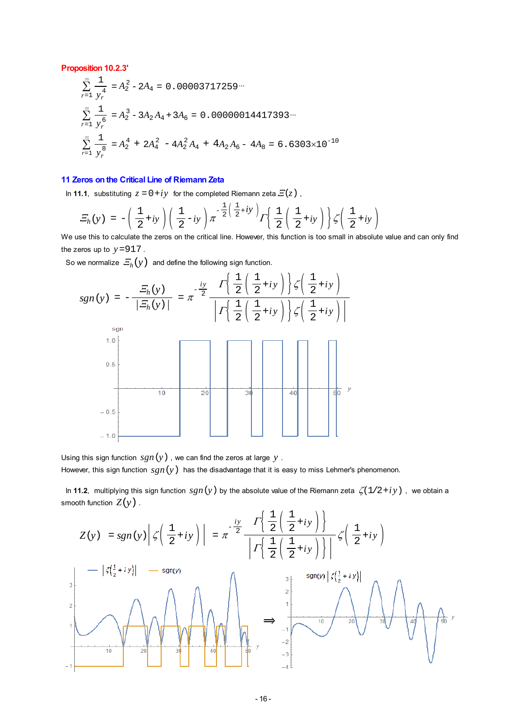**Proposition 10.2.3'**

$$\sum_{r=1}^{\infty}\frac{1}{y_r^4} = A_2^2 - 2A_4 = 0.00003717259\cdots$$

$$\sum_{r=1}^{\infty}\frac{1}{y_r^6} = A_2^3 - 3A_2A_4 + 3A_6 = 0.00000014417393\cdots$$

$$\sum_{r=1}^{\infty}\frac{1}{y_r^8} = A_2^4 + 2A_4^2 - 4A_2^2A_4 + 4A_2A_6 - 4A_8 = 6.6303\times 10^{-10}$$

## 11 Zeros on the Critical Line of Riemann Zeta

In **11.1**, substituting $z = 0+iy$ for the completed Riemann zeta $\Xi(z)$,

$$\Xi_h(y) = -\left(\frac{1}{2}+iy\right)\left(\frac{1}{2}-iy\right)\pi^{-\frac{1}{2}\left(\frac{1}{2}+iy\right)}\Gamma\left\{\frac{1}{2}\left(\frac{1}{2}+iy\right)\right\}\zeta\left(\frac{1}{2}+iy\right)$$

We use this to calculate the zeros on the critical line. However, this function is too small in absolute value and can only find the zeros up to $y=917$.

So we normalize $\Xi_h(y)$ and define the following sign function.

$$sgn(y) = -\frac{\Xi_h(y)}{|\Xi_h(y)|} = \pi^{-\frac{iy}{2}}\frac{\Gamma\left\{\frac{1}{2}\left(\frac{1}{2}+iy\right)\right\}\zeta\left(\frac{1}{2}+iy\right)}{\left|\Gamma\left\{\frac{1}{2}\left(\frac{1}{2}+iy\right)\right\}\zeta\left(\frac{1}{2}+iy\right)\right|}$$

Using this sign function $sgn(y)$, we can find the zeros at large $y$.

However, this sign function $sgn(y)$ has the disadvantage that it is easy to miss Lehmer's phenomenon.

In **11.2**, multiplying this sign function $sgn(y)$ by the absolute value of the Riemann zeta $\zeta(1/2+iy)$, we obtain a smooth function $Z(y)$.

$$Z(y) = sgn(y)\left|\zeta\left(\frac{1}{2}+iy\right)\right| = \pi^{-\frac{iy}{2}}\frac{\Gamma\left\{\frac{1}{2}\left(\frac{1}{2}+iy\right)\right\}}{\left|\Gamma\left\{\frac{1}{2}\left(\frac{1}{2}+iy\right)\right\}\right|}\zeta\left(\frac{1}{2}+iy\right)$$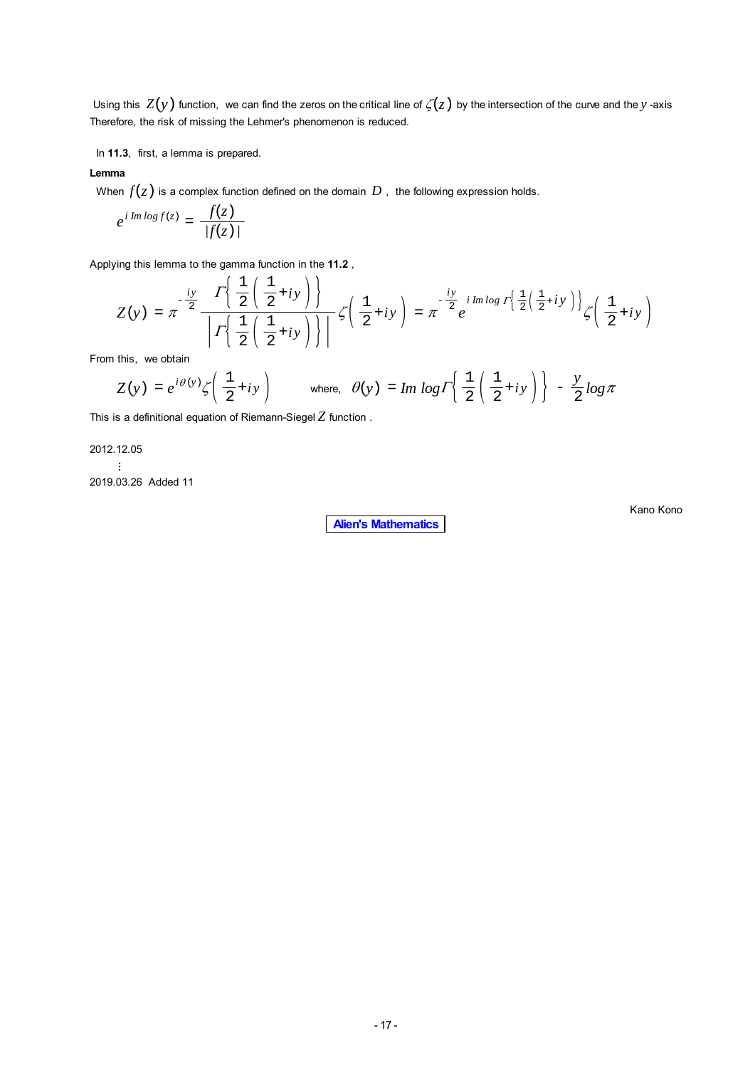Using this $Z(y)$ function, we can find the zeros on the critical line of $\zeta(z)$ by the intersection of the curve and the $y$-axis Therefore, the risk of missing the Lehmer's phenomenon is reduced.

In **11.3**, first, a lemma is prepared.

**Lemma**

When $f(z)$ is a complex function defined on the domain $D$, the following expression holds.

$$e^{i\,Im\,log\,f(z)} = \frac{f(z)}{|f(z)|}$$

Applying this lemma to the gamma function in the **11.2**,

$$Z(y) = \pi^{-\frac{iy}{2}} \frac{\Gamma\left\{\frac{1}{2}\left(\frac{1}{2}+iy\right)\right\}}{\left|\Gamma\left\{\frac{1}{2}\left(\frac{1}{2}+iy\right)\right\}\right|}\zeta\left(\frac{1}{2}+iy\right) = \pi^{-\frac{iy}{2}} e^{i\,Im\,log\,\Gamma\left\{\frac{1}{2}\left(\frac{1}{2}+iy\right)\right\}}\zeta\left(\frac{1}{2}+iy\right)$$

From this, we obtain

$$Z(y) = e^{i\theta(y)}\zeta\left(\frac{1}{2}+iy\right) \qquad \text{where,} \quad \theta(y) = Im\,log\Gamma\left\{\frac{1}{2}\left(\frac{1}{2}+iy\right)\right\} - \frac{y}{2}log\pi$$

This is a definitional equation of Riemann-Siegel $Z$ function .

2012.12.05
⋮
2019.03.26 Added 11

Kano Kono

Alien's Mathematics